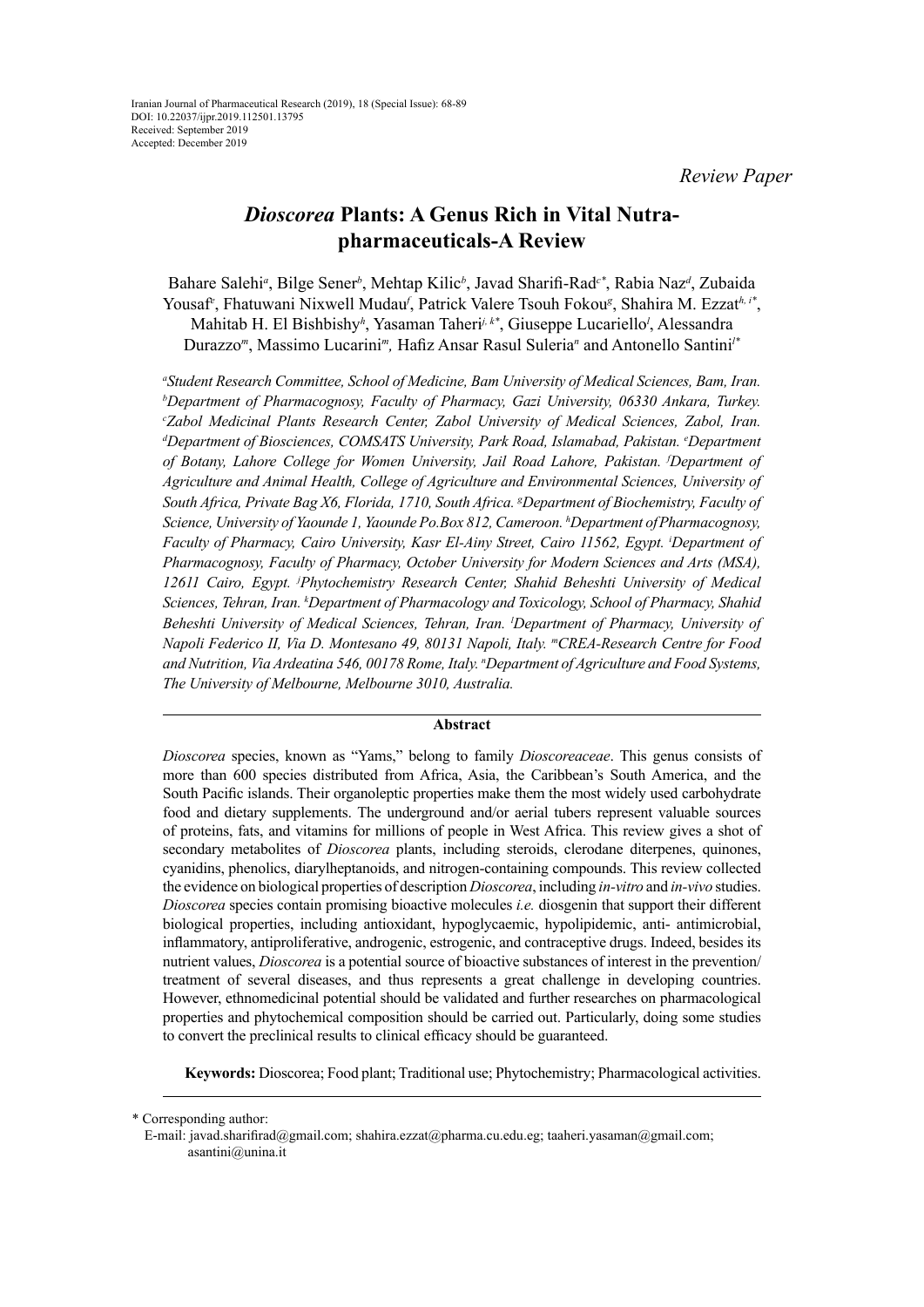Iranian Journal of Pharmaceutical Research (2019), 18 (Special Issue): 68-89
DOI: 10.22037/ijpr.2019.112501.13795
Received: September 2019
Accepted: December 2019

*Review Paper*

# *Dioscorea* Plants: A Genus Rich in Vital Nutra-pharmaceuticals-A Review

Bahare Salehi[a], Bilge Sener[b], Mehtap Kilic[b], Javad Sharifi-Rad[c*], Rabia Naz[d], Zubaida Yousaf[e], Fhatuwani Nixwell Mudau[f], Patrick Valere Tsouh Fokou[g], Shahira M. Ezzat[h, i*], Mahitab H. El Bishbishy[h], Yasaman Taheri[j, k*], Giuseppe Lucariello[l], Alessandra Durazzo[m], Massimo Lucarini[m], Hafiz Ansar Rasul Suleria[n] and Antonello Santini[l*]

*[a]Student Research Committee, School of Medicine, Bam University of Medical Sciences, Bam, Iran. [b]Department of Pharmacognosy, Faculty of Pharmacy, Gazi University, 06330 Ankara, Turkey. [c]Zabol Medicinal Plants Research Center, Zabol University of Medical Sciences, Zabol, Iran. [d]Department of Biosciences, COMSATS University, Park Road, Islamabad, Pakistan. [e]Department of Botany, Lahore College for Women University, Jail Road Lahore, Pakistan. [f]Department of Agriculture and Animal Health, College of Agriculture and Environmental Sciences, University of South Africa, Private Bag X6, Florida, 1710, South Africa. [g]Department of Biochemistry, Faculty of Science, University of Yaounde 1, Yaounde Po.Box 812, Cameroon. [h]Department of Pharmacognosy, Faculty of Pharmacy, Cairo University, Kasr El-Ainy Street, Cairo 11562, Egypt. [i]Department of Pharmacognosy, Faculty of Pharmacy, October University for Modern Sciences and Arts (MSA), 12611 Cairo, Egypt. [j]Phytochemistry Research Center, Shahid Beheshti University of Medical Sciences, Tehran, Iran. [k]Department of Pharmacology and Toxicology, School of Pharmacy, Shahid Beheshti University of Medical Sciences, Tehran, Iran. [l]Department of Pharmacy, University of Napoli Federico II, Via D. Montesano 49, 80131 Napoli, Italy. [m]CREA-Research Centre for Food and Nutrition, Via Ardeatina 546, 00178 Rome, Italy. [n]Department of Agriculture and Food Systems, The University of Melbourne, Melbourne 3010, Australia.*

## Abstract

*Dioscorea* species, known as "Yams," belong to family *Dioscoreaceae*. This genus consists of more than 600 species distributed from Africa, Asia, the Caribbean's South America, and the South Pacific islands. Their organoleptic properties make them the most widely used carbohydrate food and dietary supplements. The underground and/or aerial tubers represent valuable sources of proteins, fats, and vitamins for millions of people in West Africa. This review gives a shot of secondary metabolites of *Dioscorea* plants, including steroids, clerodane diterpenes, quinones, cyanidins, phenolics, diarylheptanoids, and nitrogen-containing compounds. This review collected the evidence on biological properties of description *Dioscorea*, including *in-vitro* and *in-vivo* studies. *Dioscorea* species contain promising bioactive molecules *i.e.* diosgenin that support their different biological properties, including antioxidant, hypoglycaemic, hypolipidemic, anti- antimicrobial, inflammatory, antiproliferative, androgenic, estrogenic, and contraceptive drugs. Indeed, besides its nutrient values, *Dioscorea* is a potential source of bioactive substances of interest in the prevention/treatment of several diseases, and thus represents a great challenge in developing countries. However, ethnomedicinal potential should be validated and further researches on pharmacological properties and phytochemical composition should be carried out. Particularly, doing some studies to convert the preclinical results to clinical efficacy should be guaranteed.

**Keywords:** Dioscorea; Food plant; Traditional use; Phytochemistry; Pharmacological activities.

---

\* Corresponding author:
E-mail: javad.sharifirad@gmail.com; shahira.ezzat@pharma.cu.edu.eg; taaheri.yasaman@gmail.com; asantini@unina.it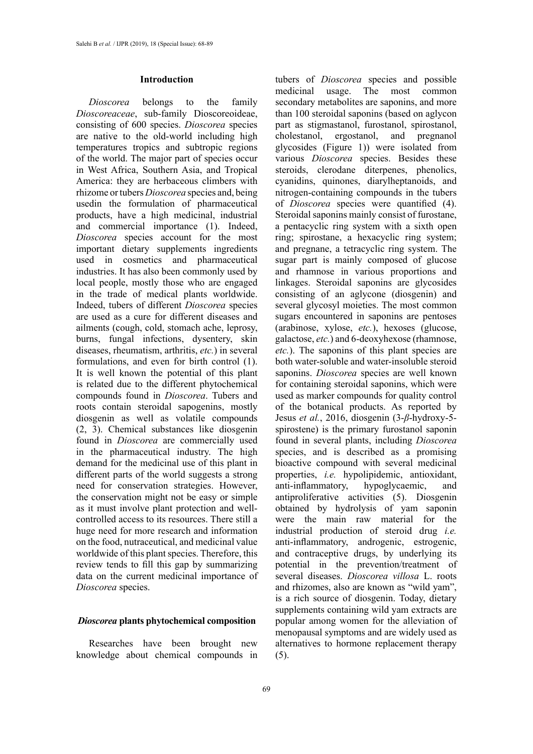## Introduction

*Dioscorea* belongs to the family *Dioscoreaceae*, sub-family Dioscoreoideae, consisting of 600 species. *Dioscorea* species are native to the old-world including high temperatures tropics and subtropic regions of the world. The major part of species occur in West Africa, Southern Asia, and Tropical America: they are herbaceous climbers with rhizome or tubers *Dioscorea* species and, being usedin the formulation of pharmaceutical products, have a high medicinal, industrial and commercial importance (1). Indeed, *Dioscorea* species account for the most important dietary supplements ingredients used in cosmetics and pharmaceutical industries. It has also been commonly used by local people, mostly those who are engaged in the trade of medical plants worldwide. Indeed, tubers of different *Dioscorea* species are used as a cure for different diseases and ailments (cough, cold, stomach ache, leprosy, burns, fungal infections, dysentery, skin diseases, rheumatism, arthritis, *etc.*) in several formulations, and even for birth control (1). It is well known the potential of this plant is related due to the different phytochemical compounds found in *Dioscorea*. Tubers and roots contain steroidal sapogenins, mostly diosgenin as well as volatile compounds (2, 3). Chemical substances like diosgenin found in *Dioscorea* are commercially used in the pharmaceutical industry. The high demand for the medicinal use of this plant in different parts of the world suggests a strong need for conservation strategies. However, the conservation might not be easy or simple as it must involve plant protection and well-controlled access to its resources. There still a huge need for more research and information on the food, nutraceutical, and medicinal value worldwide of this plant species. Therefore, this review tends to fill this gap by summarizing data on the current medicinal importance of *Dioscorea* species.

## *Dioscorea* plants phytochemical composition

Researches have been brought new knowledge about chemical compounds in tubers of *Dioscorea* species and possible medicinal usage. The most common secondary metabolites are saponins, and more than 100 steroidal saponins (based on aglycon part as stigmastanol, furostanol, spirostanol, cholestanol, ergostanol, and pregnanol glycosides (Figure 1)) were isolated from various *Dioscorea* species. Besides these steroids, clerodane diterpenes, phenolics, cyanidins, quinones, diarylheptanoids, and nitrogen-containing compounds in the tubers of *Dioscorea* species were quantified (4). Steroidal saponins mainly consist of furostane, a pentacyclic ring system with a sixth open ring; spirostane, a hexacyclic ring system; and pregnane, a tetracyclic ring system. The sugar part is mainly composed of glucose and rhamnose in various proportions and linkages. Steroidal saponins are glycosides consisting of an aglycone (diosgenin) and several glycosyl moieties. The most common sugars encountered in saponins are pentoses (arabinose, xylose, *etc.*), hexoses (glucose, galactose, *etc.*) and 6-deoxyhexose (rhamnose, *etc.*). The saponins of this plant species are both water-soluble and water-insoluble steroid saponins. *Dioscorea* species are well known for containing steroidal saponins, which were used as marker compounds for quality control of the botanical products. As reported by Jesus *et al.*, 2016, diosgenin (3-*β*-hydroxy-5-spirostene) is the primary furostanol saponin found in several plants, including *Dioscorea* species, and is described as a promising bioactive compound with several medicinal properties, *i.e.* hypolipidemic, antioxidant, anti-inflammatory, hypoglycaemic, and antiproliferative activities (5). Diosgenin obtained by hydrolysis of yam saponin were the main raw material for the industrial production of steroid drug *i.e.* anti-inflammatory, androgenic, estrogenic, and contraceptive drugs, by underlying its potential in the prevention/treatment of several diseases. *Dioscorea villosa* L. roots and rhizomes, also are known as "wild yam", is a rich source of diosgenin. Today, dietary supplements containing wild yam extracts are popular among women for the alleviation of menopausal symptoms and are widely used as alternatives to hormone replacement therapy (5).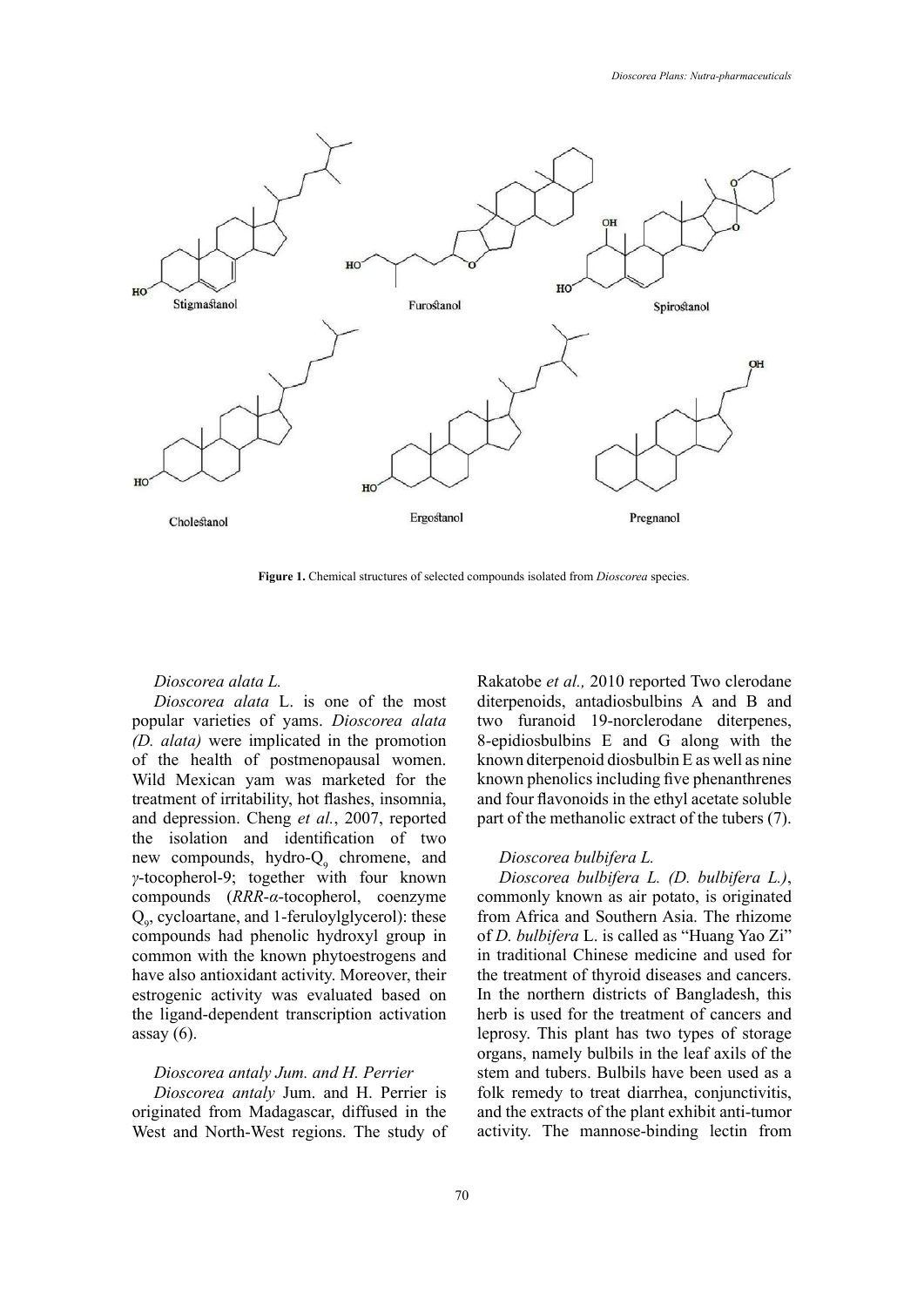**Figure 1.** Chemical structures of selected compounds isolated from *Dioscorea* species.

*Dioscorea alata L.*

*Dioscorea alata* L. is one of the most popular varieties of yams. *Dioscorea alata (D. alata)* were implicated in the promotion of the health of postmenopausal women. Wild Mexican yam was marketed for the treatment of irritability, hot flashes, insomnia, and depression. Cheng *et al.*, 2007, reported the isolation and identification of two new compounds, hydro-$Q_9$ chromene, and $\gamma$-tocopherol-9; together with four known compounds (*RRR*-$\alpha$-tocopherol, coenzyme $Q_9$, cycloartane, and 1-feruloylglycerol): these compounds had phenolic hydroxyl group in common with the known phytoestrogens and have also antioxidant activity. Moreover, their estrogenic activity was evaluated based on the ligand-dependent transcription activation assay (6).

*Dioscorea antaly Jum. and H. Perrier*

*Dioscorea antaly* Jum. and H. Perrier is originated from Madagascar, diffused in the West and North-West regions. The study of Rakatobe *et al.,* 2010 reported Two clerodane diterpenoids, antadiosbulbins A and B and two furanoid 19-norclerodane diterpenes, 8-epidiosbulbins E and G along with the known diterpenoid diosbulbin E as well as nine known phenolics including five phenanthrenes and four flavonoids in the ethyl acetate soluble part of the methanolic extract of the tubers (7).

*Dioscorea bulbifera L.*

*Dioscorea bulbifera L. (D. bulbifera L.)*, commonly known as air potato, is originated from Africa and Southern Asia. The rhizome of *D. bulbifera* L. is called as "Huang Yao Zi" in traditional Chinese medicine and used for the treatment of thyroid diseases and cancers. In the northern districts of Bangladesh, this herb is used for the treatment of cancers and leprosy. This plant has two types of storage organs, namely bulbils in the leaf axils of the stem and tubers. Bulbils have been used as a folk remedy to treat diarrhea, conjunctivitis, and the extracts of the plant exhibit anti-tumor activity. The mannose-binding lectin from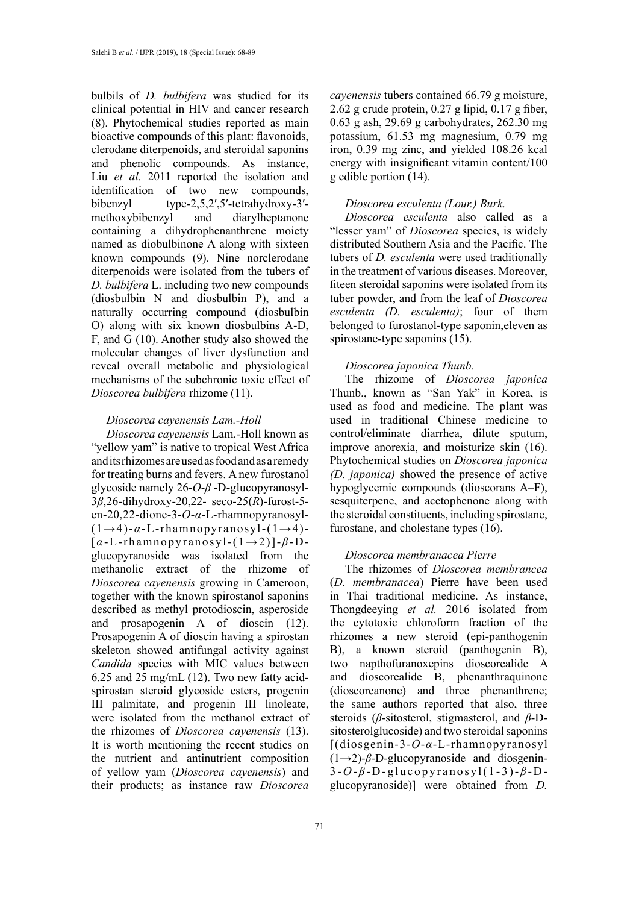bulbils of *D. bulbifera* was studied for its clinical potential in HIV and cancer research (8). Phytochemical studies reported as main bioactive compounds of this plant: flavonoids, clerodane diterpenoids, and steroidal saponins and phenolic compounds. As instance, Liu *et al.* 2011 reported the isolation and identification of two new compounds, bibenzyl type-2,5,2′,5′-tetrahydroxy-3′-methoxybibenzyl and diarylheptanone containing a dihydrophenanthrene moiety named as diobulbinone A along with sixteen known compounds (9). Nine norclerodane diterpenoids were isolated from the tubers of *D. bulbifera* L. including two new compounds (diosbulbin N and diosbulbin P), and a naturally occurring compound (diosbulbin O) along with six known diosbulbins A-D, F, and G (10). Another study also showed the molecular changes of liver dysfunction and reveal overall metabolic and physiological mechanisms of the subchronic toxic effect of *Dioscorea bulbifera* rhizome (11).

### *Dioscorea cayenensis Lam.-Holl*

*Dioscorea cayenensis* Lam.-Holl known as "yellow yam" is native to tropical West Africa and its rhizomes are used as food and as a remedy for treating burns and fevers. A new furostanol glycoside namely 26-*O*-*β* -D-glucopyranosyl-3*β*,26-dihydroxy-20,22- seco-25(*R*)-furost-5-en-20,22-dione-3-*O*-*α*-L-rhamnopyranosyl-(1→4)-*α*-L-rhamnopyranosyl-(1→4)-[*α*-L-rhamnopyranosyl-(1→2)]-*β*-D-glucopyranoside was isolated from the methanolic extract of the rhizome of *Dioscorea cayenensis* growing in Cameroon, together with the known spirostanol saponins described as methyl protodioscin, asperoside and prosapogenin A of dioscin (12). Prosapogenin A of dioscin having a spirostan skeleton showed antifungal activity against *Candida* species with MIC values between 6.25 and 25 mg/mL (12). Two new fatty acid-spirostan steroid glycoside esters, progenin III palmitate, and progenin III linoleate, were isolated from the methanol extract of the rhizomes of *Dioscorea cayenensis* (13). It is worth mentioning the recent studies on the nutrient and antinutrient composition of yellow yam (*Dioscorea cayenensis*) and their products; as instance raw *Dioscorea cayenensis* tubers contained 66.79 g moisture, 2.62 g crude protein, 0.27 g lipid, 0.17 g fiber, 0.63 g ash, 29.69 g carbohydrates, 262.30 mg potassium, 61.53 mg magnesium, 0.79 mg iron, 0.39 mg zinc, and yielded 108.26 kcal energy with insignificant vitamin content/100 g edible portion (14).

### *Dioscorea esculenta (Lour.) Burk.*

*Dioscorea esculenta* also called as a "lesser yam" of *Dioscorea* species, is widely distributed Southern Asia and the Pacific. The tubers of *D. esculenta* were used traditionally in the treatment of various diseases. Moreover, fiteen steroidal saponins were isolated from its tuber powder, and from the leaf of *Dioscorea esculenta (D. esculenta)*; four of them belonged to furostanol-type saponin,eleven as spirostane-type saponins (15).

### *Dioscorea japonica Thunb.*

The rhizome of *Dioscorea japonica* Thunb., known as "San Yak" in Korea, is used as food and medicine. The plant was used in traditional Chinese medicine to control/eliminate diarrhea, dilute sputum, improve anorexia, and moisturize skin (16). Phytochemical studies on *Dioscorea japonica (D. japonica)* showed the presence of active hypoglycemic compounds (dioscorans A–F), sesquiterpene, and acetophenone along with the steroidal constituents, including spirostane, furostane, and cholestane types (16).

### *Dioscorea membranacea Pierre*

The rhizomes of *Dioscorea membrancea* (*D. membranacea*) Pierre have been used in Thai traditional medicine. As instance, Thongdeeying *et al.* 2016 isolated from the cytotoxic chloroform fraction of the rhizomes a new steroid (epi-panthogenin B), a known steroid (panthogenin B), two napthofuranoxepins dioscorealide A and dioscorealide B, phenanthraquinone (dioscoreanone) and three phenanthrene; the same authors reported that also, three steroids (*β*-sitosterol, stigmasterol, and *β*-D-sitosterolglucoside) and two steroidal saponins [(diosgenin-3-*O*-*α*-L-rhamnopyranosyl (1→2)-*β*-D-glucopyranoside and diosgenin-3-*O*-*β*-D-glucopyranosyl(1-3)-*β*-D-glucopyranoside)] were obtained from *D.*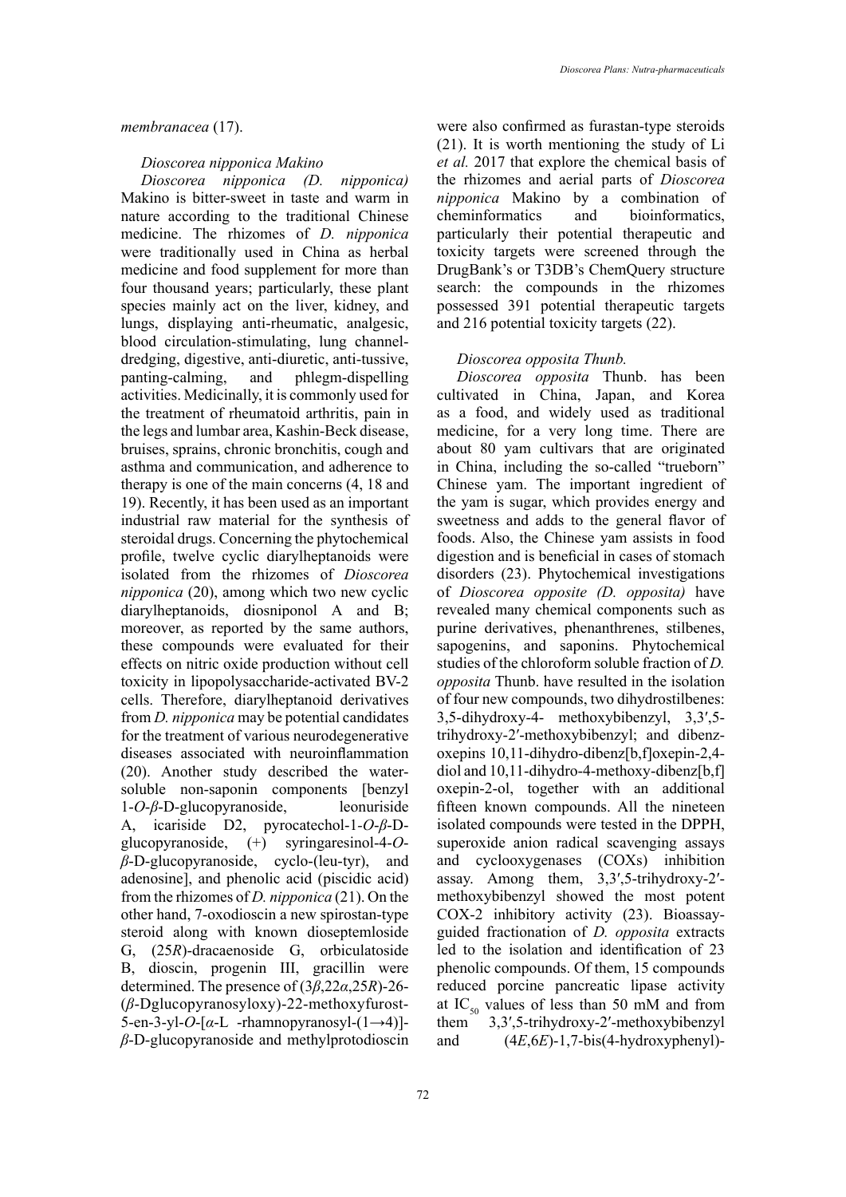*membranacea* (17).

*Dioscorea nipponica Makino*

*Dioscorea nipponica (D. nipponica)* Makino is bitter-sweet in taste and warm in nature according to the traditional Chinese medicine. The rhizomes of *D. nipponica* were traditionally used in China as herbal medicine and food supplement for more than four thousand years; particularly, these plant species mainly act on the liver, kidney, and lungs, displaying anti-rheumatic, analgesic, blood circulation-stimulating, lung channel-dredging, digestive, anti-diuretic, anti-tussive, panting-calming, and phlegm-dispelling activities. Medicinally, it is commonly used for the treatment of rheumatoid arthritis, pain in the legs and lumbar area, Kashin-Beck disease, bruises, sprains, chronic bronchitis, cough and asthma and communication, and adherence to therapy is one of the main concerns (4, 18 and 19). Recently, it has been used as an important industrial raw material for the synthesis of steroidal drugs. Concerning the phytochemical profile, twelve cyclic diarylheptanoids were isolated from the rhizomes of *Dioscorea nipponica* (20), among which two new cyclic diarylheptanoids, diosniponol A and B; moreover, as reported by the same authors, these compounds were evaluated for their effects on nitric oxide production without cell toxicity in lipopolysaccharide-activated BV-2 cells. Therefore, diarylheptanoid derivatives from *D. nipponica* may be potential candidates for the treatment of various neurodegenerative diseases associated with neuroinflammation (20). Another study described the water-soluble non-saponin components [benzyl 1-*O*-*β*-D-glucopyranoside, leonuriside A, icariside D2, pyrocatechol-1-*O*-*β*-D-glucopyranoside, (+) syringaresinol-4-*O*-*β*-D-glucopyranoside, cyclo-(leu-tyr), and adenosine], and phenolic acid (piscidic acid) from the rhizomes of *D. nipponica* (21). On the other hand, 7-oxodioscin a new spirostan-type steroid along with known dioseptemloside G, (25*R*)-dracaenoside G, orbiculatoside B, dioscin, progenin III, gracillin were determined. The presence of (3*β*,22*α*,25*R*)-26-(*β*-Dglucopyranosyloxy)-22-methoxyfurost-5-en-3-yl-*O*-[*α*-L -rhamnopyranosyl-(1→4)]-*β*-D-glucopyranoside and methylprotodioscin were also confirmed as furastan-type steroids (21). It is worth mentioning the study of Li *et al.* 2017 that explore the chemical basis of the rhizomes and aerial parts of *Dioscorea nipponica* Makino by a combination of cheminformatics and bioinformatics, particularly their potential therapeutic and toxicity targets were screened through the DrugBank's or T3DB's ChemQuery structure search: the compounds in the rhizomes possessed 391 potential therapeutic targets and 216 potential toxicity targets (22).

*Dioscorea opposita Thunb.*

*Dioscorea opposita* Thunb. has been cultivated in China, Japan, and Korea as a food, and widely used as traditional medicine, for a very long time. There are about 80 yam cultivars that are originated in China, including the so-called "trueborn" Chinese yam. The important ingredient of the yam is sugar, which provides energy and sweetness and adds to the general flavor of foods. Also, the Chinese yam assists in food digestion and is beneficial in cases of stomach disorders (23). Phytochemical investigations of *Dioscorea opposite (D. opposita)* have revealed many chemical components such as purine derivatives, phenanthrenes, stilbenes, sapogenins, and saponins. Phytochemical studies of the chloroform soluble fraction of *D. opposita* Thunb. have resulted in the isolation of four new compounds, two dihydrostilbenes: 3,5-dihydroxy-4- methoxybibenzyl, 3,3′,5-trihydroxy-2′-methoxybibenzyl; and dibenz-oxepins 10,11-dihydro-dibenz[b,f]oxepin-2,4-diol and 10,11-dihydro-4-methoxy-dibenz[b,f]oxepin-2-ol, together with an additional fifteen known compounds. All the nineteen isolated compounds were tested in the DPPH, superoxide anion radical scavenging assays and cyclooxygenases (COXs) inhibition assay. Among them, 3,3′,5-trihydroxy-2′-methoxybibenzyl showed the most potent COX-2 inhibitory activity (23). Bioassay-guided fractionation of *D. opposita* extracts led to the isolation and identification of 23 phenolic compounds. Of them, 15 compounds reduced porcine pancreatic lipase activity at $IC_{50}$ values of less than 50 mM and from them 3,3′,5-trihydroxy-2′-methoxybibenzyl and (4*E*,6*E*)-1,7-bis(4-hydroxyphenyl)-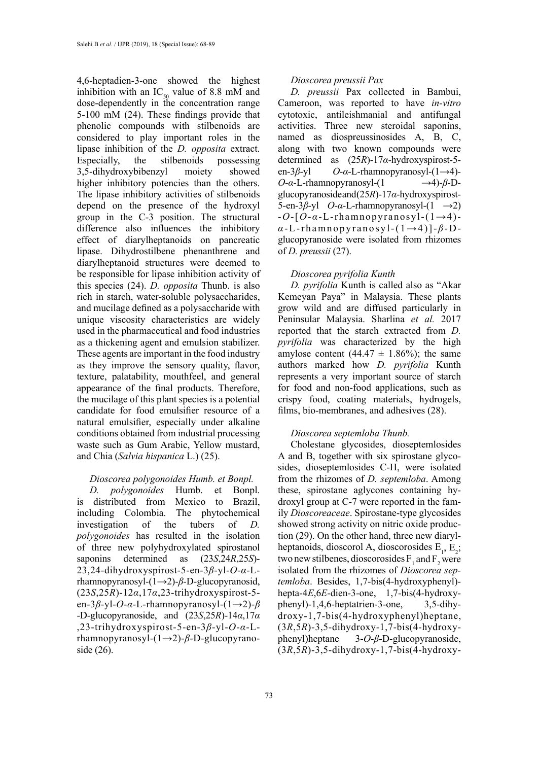4,6-heptadien-3-one showed the highest inhibition with an $IC_{50}$ value of 8.8 mM and dose-dependently in the concentration range 5-100 mM (24). These findings provide that phenolic compounds with stilbenoids are considered to play important roles in the lipase inhibition of the *D. opposita* extract. Especially, the stilbenoids possessing 3,5-dihydroxybibenzyl moiety showed higher inhibitory potencies than the others. The lipase inhibitory activities of stilbenoids depend on the presence of the hydroxyl group in the C-3 position. The structural difference also influences the inhibitory effect of diarylheptanoids on pancreatic lipase. Dihydrostilbene phenanthrene and diarylheptanoid structures were deemed to be responsible for lipase inhibition activity of this species (24). *D. opposita* Thunb. is also rich in starch, water-soluble polysaccharides, and mucilage defined as a polysaccharide with unique viscosity characteristics are widely used in the pharmaceutical and food industries as a thickening agent and emulsion stabilizer. These agents are important in the food industry as they improve the sensory quality, flavor, texture, palatability, mouthfeel, and general appearance of the final products. Therefore, the mucilage of this plant species is a potential candidate for food emulsifier resource of a natural emulsifier, especially under alkaline conditions obtained from industrial processing waste such as Gum Arabic, Yellow mustard, and Chia (*Salvia hispanica* L.) (25).

### *Dioscorea polygonoides Humb. et Bonpl.*

*D. polygonoides* Humb. et Bonpl. is distributed from Mexico to Brazil, including Colombia. The phytochemical investigation of the tubers of *D. polygonoides* has resulted in the isolation of three new polyhydroxylated spirostanol saponins determined as (23*S*,24*R*,25*S*)-23,24-dihydroxyspirost-5-en-3*β*-yl-*O*-*α*-L-rhamnopyranosyl-(1→2)-*β*-D-glucopyranosid, (23*S*,25*R*)-12*α*,17*α*,23-trihydroxyspirost-5-en-3*β*-yl-*O*-*α*-L-rhamnopyranosyl-(1→2)-*β*-D-glucopyranoside, and (23*S*,25*R*)-14*α*,17*α*,23-trihydroxyspirost-5-en-3*β*-yl-*O*-*α*-L-rhamnopyranosyl-(1→2)-*β*-D-glucopyranoside (26).

### *Dioscorea preussii Pax*

*D. preussii* Pax collected in Bambui, Cameroon, was reported to have *in-vitro* cytotoxic, antileishmanial and antifungal activities. Three new steroidal saponins, named as diospreussinosides A, B, C, along with two known compounds were determined as (25*R*)-17*α*-hydroxyspirost-5-en-3*β*-yl *O*-*α*-L-rhamnopyranosyl-(1→4)-*O*-*α*-L-rhamnopyranosyl-(1 →4)-*β*-D-glucopyranosideand(25*R*)-17*α*-hydroxyspirost-5-en-3*β*-yl *O*-*α*-L-rhamnopyranosyl-(1 →2)-*O*-[*O*-*α*-L-rhamnopyranosyl-(1→4)-*α*-L-rhamnopyranosyl-(1→4)]-*β*-D-glucopyranoside were isolated from rhizomes of *D. preussii* (27).

### *Dioscorea pyrifolia Kunth*

*D. pyrifolia* Kunth is called also as "Akar Kemeyan Paya" in Malaysia. These plants grow wild and are diffused particularly in Peninsular Malaysia. Sharlina *et al.* 2017 reported that the starch extracted from *D. pyrifolia* was characterized by the high amylose content (44.47 ± 1.86%); the same authors marked how *D. pyrifolia* Kunth represents a very important source of starch for food and non-food applications, such as crispy food, coating materials, hydrogels, films, bio-membranes, and adhesives (28).

### *Dioscorea septemloba Thunb.*

Cholestane glycosides, dioseptemlosides A and B, together with six spirostane glycosides, dioseptemlosides C-H, were isolated from the rhizomes of *D. septemloba*. Among these, spirostane aglycones containing hydroxyl group at C-7 were reported in the family *Dioscoreaceae*. Spirostane-type glycosides showed strong activity on nitric oxide production (29). On the other hand, three new diarylheptanoids, dioscorol A, dioscorosides $E_1$, $E_2$; two new stilbenes, dioscorosides $F_1$ and $F_2$ were isolated from the rhizomes of *Dioscorea septemloba*. Besides, 1,7-bis(4-hydroxyphenyl)-hepta-4*E*,6*E*-dien-3-one, 1,7-bis(4-hydroxyphenyl)-1,4,6-heptatrien-3-one, 3,5-dihydroxy-1,7-bis(4-hydroxyphenyl)heptane, (3*R*,5*R*)-3,5-dihydroxy-1,7-bis(4-hydroxyphenyl)heptane 3-*O*-*β*-D-glucopyranoside, (3*R*,5*R*)-3,5-dihydroxy-1,7-bis(4-hydroxy-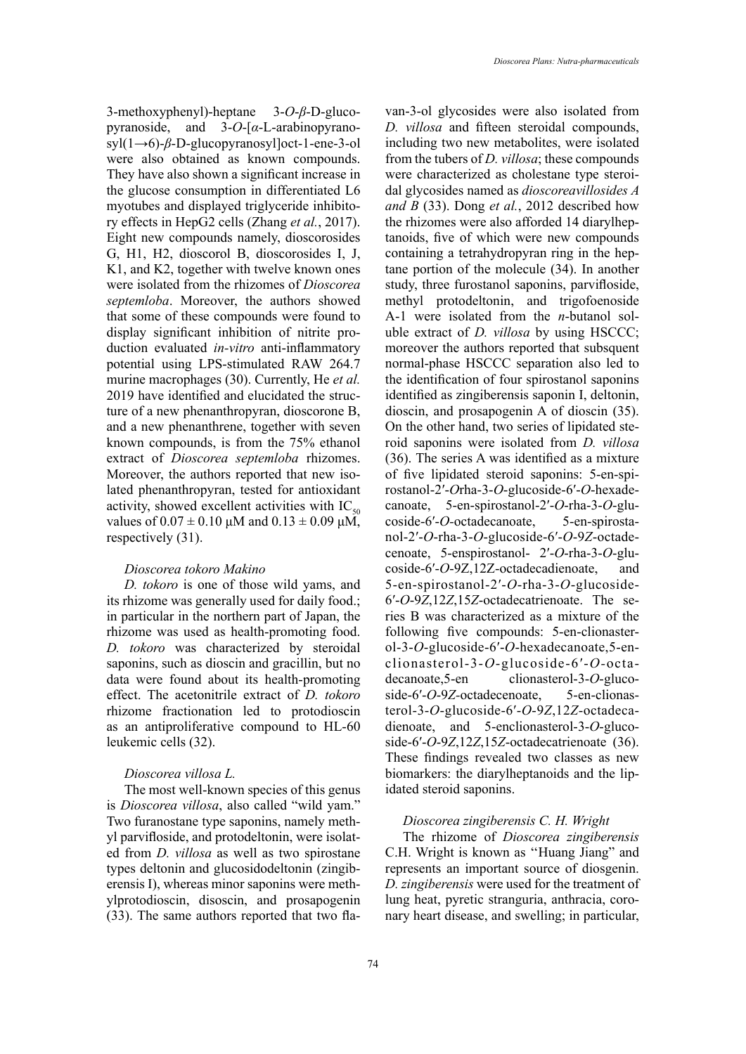3-methoxyphenyl)-heptane 3-*O*-*β*-D-glucopyranoside, and 3-*O*-[*α*-L-arabinopyranosyl(1→6)-*β*-D-glucopyranosyl]oct-1-ene-3-ol were also obtained as known compounds. They have also shown a significant increase in the glucose consumption in differentiated L6 myotubes and displayed triglyceride inhibitory effects in HepG2 cells (Zhang *et al.*, 2017). Eight new compounds namely, dioscorosides G, H1, H2, dioscorol B, dioscorosides I, J, K1, and K2, together with twelve known ones were isolated from the rhizomes of *Dioscorea septemloba*. Moreover, the authors showed that some of these compounds were found to display significant inhibition of nitrite production evaluated *in-vitro* anti-inflammatory potential using LPS-stimulated RAW 264.7 murine macrophages (30). Currently, He *et al.* 2019 have identified and elucidated the structure of a new phenanthropyran, dioscorone B, and a new phenanthrene, together with seven known compounds, is from the 75% ethanol extract of *Dioscorea septemloba* rhizomes. Moreover, the authors reported that new isolated phenanthropyran, tested for antioxidant activity, showed excellent activities with $IC_{50}$ values of 0.07 ± 0.10 μM and 0.13 ± 0.09 μM, respectively (31).

### *Dioscorea tokoro Makino*

*D. tokoro* is one of those wild yams, and its rhizome was generally used for daily food.; in particular in the northern part of Japan, the rhizome was used as health-promoting food. *D. tokoro* was characterized by steroidal saponins, such as dioscin and gracillin, but no data were found about its health-promoting effect. The acetonitrile extract of *D. tokoro* rhizome fractionation led to protodioscin as an antiproliferative compound to HL-60 leukemic cells (32).

### *Dioscorea villosa L.*

The most well-known species of this genus is *Dioscorea villosa*, also called "wild yam." Two furanostane type saponins, namely methyl parvifloside, and protodeltonin, were isolated from *D. villosa* as well as two spirostane types deltonin and glucosidodeltonin (zingiberensis I), whereas minor saponins were methylprotodioscin, disoscin, and prosapogenin (33). The same authors reported that two flavan-3-ol glycosides were also isolated from *D. villosa* and fifteen steroidal compounds, including two new metabolites, were isolated from the tubers of *D. villosa*; these compounds were characterized as cholestane type steroidal glycosides named as *dioscoreavillosides A and B* (33). Dong *et al.*, 2012 described how the rhizomes were also afforded 14 diarylheptanoids, five of which were new compounds containing a tetrahydropyran ring in the heptane portion of the molecule (34). In another study, three furostanol saponins, parvifloside, methyl protodeltonin, and trigofoenoside A-1 were isolated from the *n*-butanol soluble extract of *D. villosa* by using HSCCC; moreover the authors reported that subsquent normal-phase HSCCC separation also led to the identification of four spirostanol saponins identified as zingiberensis saponin I, deltonin, dioscin, and prosapogenin A of dioscin (35). On the other hand, two series of lipidated steroid saponins were isolated from *D. villosa* (36). The series A was identified as a mixture of five lipidated steroid saponins: 5-en-spirostanol-2′-*O*rha-3-*O*-glucoside-6′-*O*-hexadecanoate, 5-en-spirostanol-2′-*O*-rha-3-*O*-glucoside-6′-*O*-octadecanoate, 5-en-spirostanol-2′-*O*-rha-3-*O*-glucoside-6′-*O*-9Z-octadecenoate, 5-enspirostanol- 2′-*O*-rha-3-*O*-glucoside-6′-*O*-9Z,12Z-octadecadienoate, and 5-en-spirostanol-2′-*O*-rha-3-*O*-glucoside-6′-*O*-9*Z*,12*Z*,15*Z*-octadecatrienoate. The series B was characterized as a mixture of the following five compounds: 5-en-clionasterol-3-*O*-glucoside-6′-*O*-hexadecanoate,5-en-clionasterol-3-*O*-glucoside-6′-*O*-octadecanoate,5-en clionasterol-3-*O*-glucoside-6′-*O*-9Z-octadecenoate, 5-en-clionasterol-3-*O*-glucoside-6′-*O*-9*Z*,12*Z*-octadecadienoate, and 5-enclionasterol-3-*O*-glucoside-6′-*O*-9*Z*,12*Z*,15*Z*-octadecatrienoate (36). These findings revealed two classes as new biomarkers: the diarylheptanoids and the lipidated steroid saponins.

### *Dioscorea zingiberensis C. H. Wright*

The rhizome of *Dioscorea zingiberensis* C.H. Wright is known as ''Huang Jiang" and represents an important source of diosgenin. *D. zingiberensis* were used for the treatment of lung heat, pyretic stranguria, anthracia, coronary heart disease, and swelling; in particular,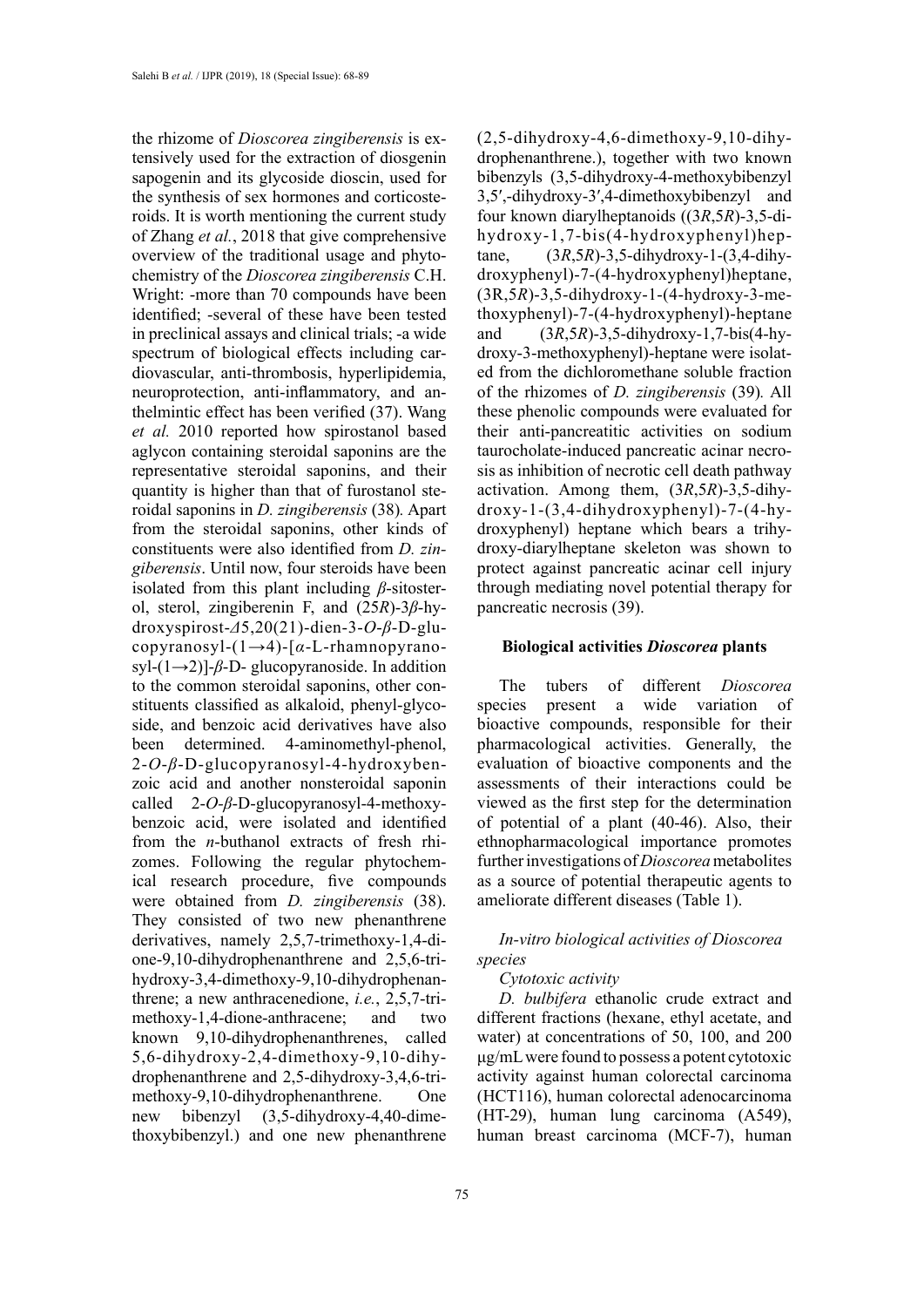the rhizome of *Dioscorea zingiberensis* is extensively used for the extraction of diosgenin sapogenin and its glycoside dioscin, used for the synthesis of sex hormones and corticosteroids. It is worth mentioning the current study of Zhang *et al.*, 2018 that give comprehensive overview of the traditional usage and phytochemistry of the *Dioscorea zingiberensis* C.H. Wright: -more than 70 compounds have been identified; -several of these have been tested in preclinical assays and clinical trials; -a wide spectrum of biological effects including cardiovascular, anti-thrombosis, hyperlipidemia, neuroprotection, anti-inflammatory, and anthelmintic effect has been verified (37). Wang *et al.* 2010 reported how spirostanol based aglycon containing steroidal saponins are the representative steroidal saponins, and their quantity is higher than that of furostanol steroidal saponins in *D. zingiberensis* (38). Apart from the steroidal saponins, other kinds of constituents were also identified from *D. zingiberensis*. Until now, four steroids have been isolated from this plant including *β*-sitosterol, sterol, zingiberenin F, and (25*R*)-3*β*-hydroxyspirost-*Δ*5,20(21)-dien-3-*O*-*β*-D-glucopyranosyl-(1→4)-[*α*-L-rhamnopyranosyl-(1→2)]-*β*-D- glucopyranoside. In addition to the common steroidal saponins, other constituents classified as alkaloid, phenyl-glycoside, and benzoic acid derivatives have also been determined. 4-aminomethyl-phenol, 2-*O*-*β*-D-glucopyranosyl-4-hydroxybenzoic acid and another nonsteroidal saponin called 2-*O*-*β*-D-glucopyranosyl-4-methoxybenzoic acid, were isolated and identified from the *n*-buthanol extracts of fresh rhizomes. Following the regular phytochemical research procedure, five compounds were obtained from *D. zingiberensis* (38). They consisted of two new phenanthrene derivatives, namely 2,5,7-trimethoxy-1,4-dione-9,10-dihydrophenanthrene and 2,5,6-trihydroxy-3,4-dimethoxy-9,10-dihydrophenanthrene; a new anthracenedione, *i.e.*, 2,5,7-trimethoxy-1,4-dione-anthracene; and two known 9,10-dihydrophenanthrenes, called 5,6-dihydroxy-2,4-dimethoxy-9,10-dihydrophenanthrene and 2,5-dihydroxy-3,4,6-trimethoxy-9,10-dihydrophenanthrene. One new bibenzyl (3,5-dihydroxy-4,40-dimethoxybibenzyl.) and one new phenanthrene (2,5-dihydroxy-4,6-dimethoxy-9,10-dihydrophenanthrene.), together with two known bibenzyls (3,5-dihydroxy-4-methoxybibenzyl 3,5′,-dihydroxy-3′,4-dimethoxybibenzyl and four known diarylheptanoids ((3*R*,5*R*)-3,5-dihydroxy-1,7-bis(4-hydroxyphenyl)heptane, (3*R*,5*R*)-3,5-dihydroxy-1-(3,4-dihydroxyphenyl)-7-(4-hydroxyphenyl)heptane, (3R,5*R*)-3,5-dihydroxy-1-(4-hydroxy-3-methoxyphenyl)-7-(4-hydroxyphenyl)-heptane and (3*R*,5*R*)-3,5-dihydroxy-1,7-bis(4-hydroxy-3-methoxyphenyl)-heptane were isolated from the dichloromethane soluble fraction of the rhizomes of *D. zingiberensis* (39). All these phenolic compounds were evaluated for their anti-pancreatitic activities on sodium taurocholate-induced pancreatic acinar necrosis as inhibition of necrotic cell death pathway activation. Among them, (3*R*,5*R*)-3,5-dihydroxy-1-(3,4-dihydroxyphenyl)-7-(4-hydroxyphenyl) heptane which bears a trihydroxy-diarylheptane skeleton was shown to protect against pancreatic acinar cell injury through mediating novel potential therapy for pancreatic necrosis (39).

## Biological activities *Dioscorea* plants

The tubers of different *Dioscorea* species present a wide variation of bioactive compounds, responsible for their pharmacological activities. Generally, the evaluation of bioactive components and the assessments of their interactions could be viewed as the first step for the determination of potential of a plant (40-46). Also, their ethnopharmacological importance promotes further investigations of *Dioscorea* metabolites as a source of potential therapeutic agents to ameliorate different diseases (Table 1).

### *In-vitro biological activities of Dioscorea species*

#### *Cytotoxic activity*

*D. bulbifera* ethanolic crude extract and different fractions (hexane, ethyl acetate, and water) at concentrations of 50, 100, and 200 μg/mL were found to possess a potent cytotoxic activity against human colorectal carcinoma (HCT116), human colorectal adenocarcinoma (HT-29), human lung carcinoma (A549), human breast carcinoma (MCF-7), human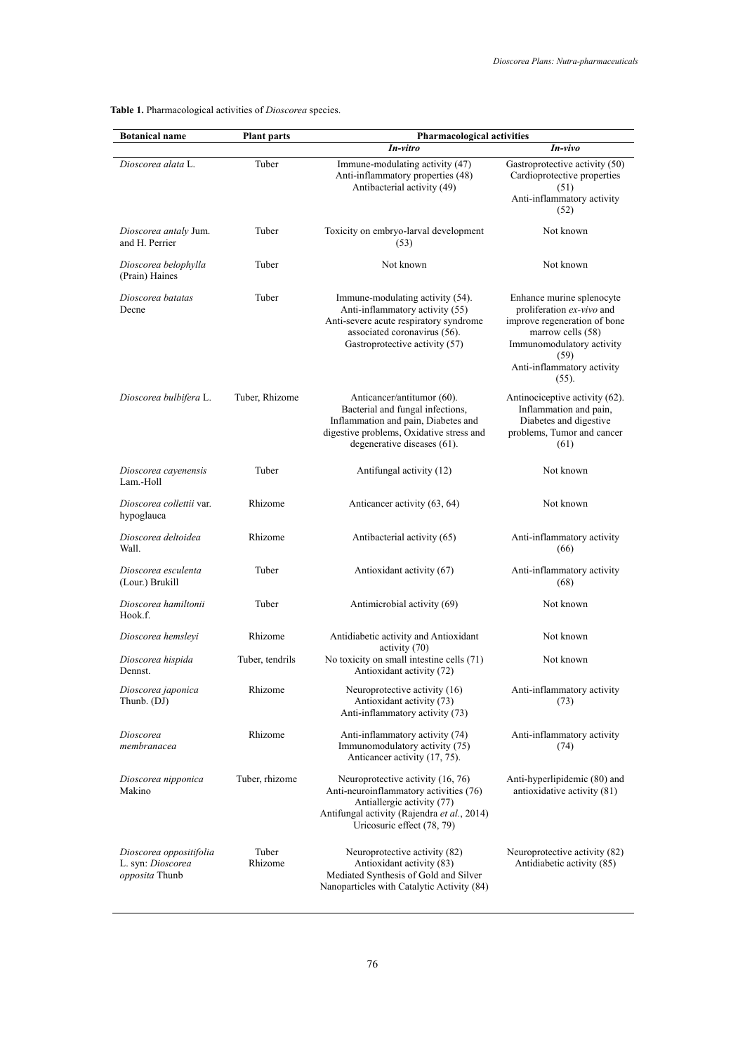**Table 1.** Pharmacological activities of *Dioscorea* species.

| Botanical name | Plant parts | Pharmacological activities | |
|---|---|---|---|
| | | ***In-vitro*** | ***In-vivo*** |
| *Dioscorea alata* L. | Tuber | Immune-modulating activity (47)<br>Anti-inflammatory properties (48)<br>Antibacterial activity (49) | Gastroprotective activity (50)<br>Cardioprotective properties (51)<br>Anti-inflammatory activity (52) |
| *Dioscorea antaly* Jum. and H. Perrier | Tuber | Toxicity on embryo-larval development (53) | Not known |
| *Dioscorea belophylla* (Prain) Haines | Tuber | Not known | Not known |
| *Dioscorea batatas* Decne | Tuber | Immune-modulating activity (54).<br>Anti-inflammatory activity (55)<br>Anti-severe acute respiratory syndrome associated coronavirus (56).<br>Gastroprotective activity (57) | Enhance murine splenocyte proliferation *ex-vivo* and improve regeneration of bone marrow cells (58)<br>Immunomodulatory activity (59)<br>Anti-inflammatory activity (55). |
| *Dioscorea bulbifera* L. | Tuber, Rhizome | Anticancer/antitumor (60).<br>Bacterial and fungal infections, Inflammation and pain, Diabetes and digestive problems, Oxidative stress and degenerative diseases (61). | Antinociceptive activity (62).<br>Inflammation and pain, Diabetes and digestive problems, Tumor and cancer (61) |
| *Dioscorea cayenensis* Lam.-Holl | Tuber | Antifungal activity (12) | Not known |
| *Dioscorea collettii* var. hypoglauca | Rhizome | Anticancer activity (63, 64) | Not known |
| *Dioscorea deltoidea* Wall. | Rhizome | Antibacterial activity (65) | Anti-inflammatory activity (66) |
| *Dioscorea esculenta* (Lour.) Brukill | Tuber | Antioxidant activity (67) | Anti-inflammatory activity (68) |
| *Dioscorea hamiltonii* Hook.f. | Tuber | Antimicrobial activity (69) | Not known |
| *Dioscorea hemsleyi* | Rhizome | Antidiabetic activity and Antioxidant activity (70) | Not known |
| *Dioscorea hispida* Dennst. | Tuber, tendrils | No toxicity on small intestine cells (71)<br>Antioxidant activity (72) | Not known |
| *Dioscorea japonica* Thunb. (DJ) | Rhizome | Neuroprotective activity (16)<br>Antioxidant activity (73)<br>Anti-inflammatory activity (73) | Anti-inflammatory activity (73) |
| *Dioscorea membranacea* | Rhizome | Anti-inflammatory activity (74)<br>Immunomodulatory activity (75)<br>Anticancer activity (17, 75). | Anti-inflammatory activity (74) |
| *Dioscorea nipponica* Makino | Tuber, rhizome | Neuroprotective activity (16, 76)<br>Anti-neuroinflammatory activities (76)<br>Antiallergic activity (77)<br>Antifungal activity (Rajendra *et al.*, 2014)<br>Uricosuric effect (78, 79) | Anti-hyperlipidemic (80) and antioxidative activity (81) |
| *Dioscorea oppositifolia* L. syn: *Dioscorea opposita* Thunb | Tuber<br>Rhizome | Neuroprotective activity (82)<br>Antioxidant activity (83)<br>Mediated Synthesis of Gold and Silver Nanoparticles with Catalytic Activity (84) | Neuroprotective activity (82)<br>Antidiabetic activity (85) |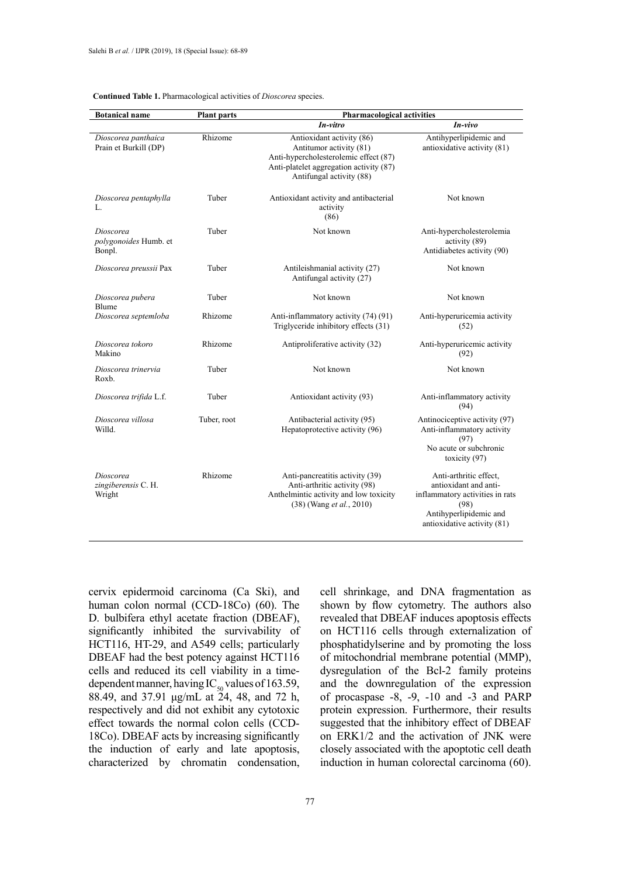**Continued Table 1.** Pharmacological activities of *Dioscorea* species.

| Botanical name | Plant parts | Pharmacological activities | |
|---|---|---|---|
| | | ***In-vitro*** | ***In-vivo*** |
| *Dioscorea panthaica* Prain et Burkill (DP) | Rhizome | Antioxidant activity (86)<br>Antitumor activity (81)<br>Anti-hypercholesterolemic effect (87)<br>Anti-platelet aggregation activity (87)<br>Antifungal activity (88) | Antihyperlipidemic and antioxidative activity (81) |
| *Dioscorea pentaphylla* L. | Tuber | Antioxidant activity and antibacterial activity (86) | Not known |
| *Dioscorea polygonoides* Humb. et Bonpl. | Tuber | Not known | Anti-hypercholesterolemia activity (89)<br>Antidiabetes activity (90) |
| *Dioscorea preussii* Pax | Tuber | Antileishmanial activity (27)<br>Antifungal activity (27) | Not known |
| *Dioscorea pubera* Blume | Tuber | Not known | Not known |
| *Dioscorea septemloba* | Rhizome | Anti-inflammatory activity (74) (91)<br>Triglyceride inhibitory effects (31) | Anti-hyperuricemia activity (52) |
| *Dioscorea tokoro* Makino | Rhizome | Antiproliferative activity (32) | Anti-hyperuricemic activity (92) |
| *Dioscorea trinervia* Roxb. | Tuber | Not known | Not known |
| *Dioscorea trifida* L.f. | Tuber | Antioxidant activity (93) | Anti-inflammatory activity (94) |
| *Dioscorea villosa* Willd. | Tuber, root | Antibacterial activity (95)<br>Hepatoprotective activity (96) | Antinociceptive activity (97)<br>Anti-inflammatory activity (97)<br>No acute or subchronic toxicity (97) |
| *Dioscorea zingiberensis* C. H. Wright | Rhizome | Anti-pancreatitis activity (39)<br>Anti-arthritic activity (98)<br>Anthelmintic activity and low toxicity (38) (Wang *et al.*, 2010) | Anti-arthritic effect, antioxidant and anti-inflammatory activities in rats (98)<br>Antihyperlipidemic and antioxidative activity (81) |

cervix epidermoid carcinoma (Ca Ski), and human colon normal (CCD-18Co) (60). The D. bulbifera ethyl acetate fraction (DBEAF), significantly inhibited the survivability of HCT116, HT-29, and A549 cells; particularly DBEAF had the best potency against HCT116 cells and reduced its cell viability in a time-dependent manner, having $IC_{50}$ values of 163.59, 88.49, and 37.91 µg/mL at 24, 48, and 72 h, respectively and did not exhibit any cytotoxic effect towards the normal colon cells (CCD-18Co). DBEAF acts by increasing significantly the induction of early and late apoptosis, characterized by chromatin condensation, cell shrinkage, and DNA fragmentation as shown by flow cytometry. The authors also revealed that DBEAF induces apoptosis effects on HCT116 cells through externalization of phosphatidylserine and by promoting the loss of mitochondrial membrane potential (MMP), dysregulation of the Bcl-2 family proteins and the downregulation of the expression of procaspase -8, -9, -10 and -3 and PARP protein expression. Furthermore, their results suggested that the inhibitory effect of DBEAF on ERK1/2 and the activation of JNK were closely associated with the apoptotic cell death induction in human colorectal carcinoma (60).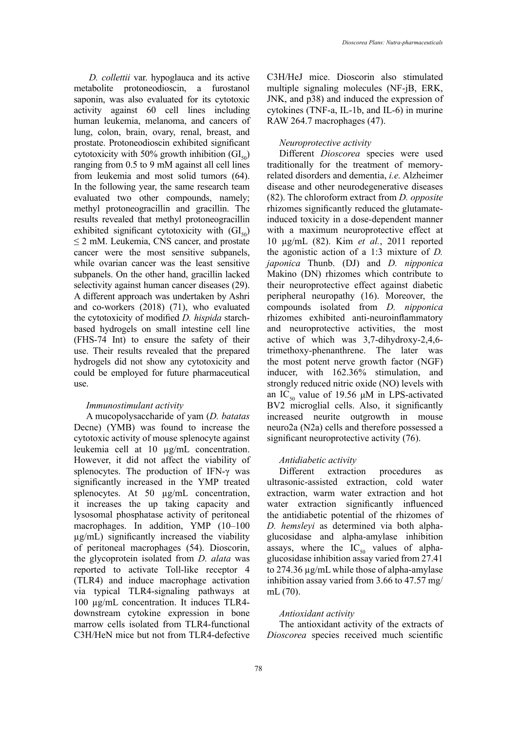*D. collettii* var. hypoglauca and its active metabolite protoneodioscin, a furostanol saponin, was also evaluated for its cytotoxic activity against 60 cell lines including human leukemia, melanoma, and cancers of lung, colon, brain, ovary, renal, breast, and prostate. Protoneodioscin exhibited significant cytotoxicity with 50% growth inhibition ($GI_{50}$) ranging from 0.5 to 9 mM against all cell lines from leukemia and most solid tumors (64). In the following year, the same research team evaluated two other compounds, namely; methyl protoneogracillin and gracillin. The results revealed that methyl protoneogracillin exhibited significant cytotoxicity with ($GI_{50}$) ≤ 2 mM. Leukemia, CNS cancer, and prostate cancer were the most sensitive subpanels, while ovarian cancer was the least sensitive subpanels. On the other hand, gracillin lacked selectivity against human cancer diseases (29). A different approach was undertaken by Ashri and co-workers (2018) (71), who evaluated the cytotoxicity of modified *D. hispida* starch-based hydrogels on small intestine cell line (FHS-74 Int) to ensure the safety of their use. Their results revealed that the prepared hydrogels did not show any cytotoxicity and could be employed for future pharmaceutical use.

### *Immunostimulant activity*

A mucopolysaccharide of yam (*D. batatas* Decne) (YMB) was found to increase the cytotoxic activity of mouse splenocyte against leukemia cell at 10 µg/mL concentration. However, it did not affect the viability of splenocytes. The production of IFN-γ was significantly increased in the YMP treated splenocytes. At 50 µg/mL concentration, it increases the up taking capacity and lysosomal phosphatase activity of peritoneal macrophages. In addition, YMP (10–100 µg/mL) significantly increased the viability of peritoneal macrophages (54). Dioscorin, the glycoprotein isolated from *D. alata* was reported to activate Toll-like receptor 4 (TLR4) and induce macrophage activation via typical TLR4-signaling pathways at 100 µg/mL concentration. It induces TLR4-downstream cytokine expression in bone marrow cells isolated from TLR4-functional C3H/HeN mice but not from TLR4-defective C3H/HeJ mice. Dioscorin also stimulated multiple signaling molecules (NF-jB, ERK, JNK, and p38) and induced the expression of cytokines (TNF-a, IL-1b, and IL-6) in murine RAW 264.7 macrophages (47).

### *Neuroprotective activity*

Different *Dioscorea* species were used traditionally for the treatment of memory-related disorders and dementia, *i.e.* Alzheimer disease and other neurodegenerative diseases (82). The chloroform extract from *D. opposite* rhizomes significantly reduced the glutamate-induced toxicity in a dose-dependent manner with a maximum neuroprotective effect at 10 µg/mL (82). Kim *et al.*, 2011 reported the agonistic action of a 1:3 mixture of *D. japonica* Thunb. (DJ) and *D. nipponica* Makino (DN) rhizomes which contribute to their neuroprotective effect against diabetic peripheral neuropathy (16). Moreover, the compounds isolated from *D. nipponica* rhizomes exhibited anti-neuroinflammatory and neuroprotective activities, the most active of which was 3,7-dihydroxy-2,4,6-trimethoxy-phenanthrene. The later was the most potent nerve growth factor (NGF) inducer, with 162.36% stimulation, and strongly reduced nitric oxide (NO) levels with an $IC_{50}$ value of 19.56 µM in LPS-activated BV2 microglial cells. Also, it significantly increased neurite outgrowth in mouse neuro2a (N2a) cells and therefore possessed a significant neuroprotective activity (76).

### *Antidiabetic activity*

Different extraction procedures as ultrasonic-assisted extraction, cold water extraction, warm water extraction and hot water extraction significantly influenced the antidiabetic potential of the rhizomes of *D. hemsleyi* as determined via both alpha-glucosidase and alpha-amylase inhibition assays, where the $IC_{50}$ values of alpha-glucosidase inhibition assay varied from 27.41 to 274.36 µg/mL while those of alpha-amylase inhibition assay varied from 3.66 to 47.57 mg/mL (70).

### *Antioxidant activity*

The antioxidant activity of the extracts of *Dioscorea* species received much scientific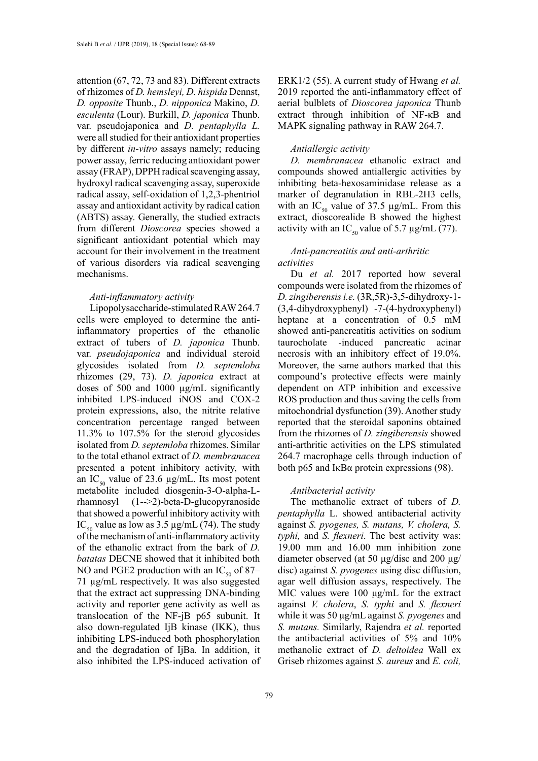attention (67, 72, 73 and 83). Different extracts of rhizomes of *D. hemsleyi, D. hispida* Dennst, *D. opposite* Thunb., *D. nipponica* Makino, *D. esculenta* (Lour). Burkill, *D. japonica* Thunb. var. pseudojaponica and *D. pentaphylla L.* were all studied for their antioxidant properties by different *in-vitro* assays namely; reducing power assay, ferric reducing antioxidant power assay (FRAP), DPPH radical scavenging assay, hydroxyl radical scavenging assay, superoxide radical assay, self-oxidation of 1,2,3-phentriol assay and antioxidant activity by radical cation (ABTS) assay. Generally, the studied extracts from different *Dioscorea* species showed a significant antioxidant potential which may account for their involvement in the treatment of various disorders via radical scavenging mechanisms.

### *Anti-inflammatory activity*

Lipopolysaccharide-stimulated RAW 264.7 cells were employed to determine the anti-inflammatory properties of the ethanolic extract of tubers of *D. japonica* Thunb. var. *pseudojaponica* and individual steroid glycosides isolated from *D. septemloba* rhizomes (29, 73). *D. japonica* extract at doses of 500 and 1000 µg/mL significantly inhibited LPS-induced iNOS and COX-2 protein expressions, also, the nitrite relative concentration percentage ranged between 11.3% to 107.5% for the steroid glycosides isolated from *D. septemloba* rhizomes. Similar to the total ethanol extract of *D. membranacea* presented a potent inhibitory activity, with an $IC_{50}$ value of 23.6 µg/mL. Its most potent metabolite included diosgenin-3-O-alpha-L-rhamnosyl (1-->2)-beta-D-glucopyranoside that showed a powerful inhibitory activity with $IC_{50}$ value as low as 3.5 µg/mL (74). The study of the mechanism of anti-inflammatory activity of the ethanolic extract from the bark of *D. batatas* DECNE showed that it inhibited both NO and PGE2 production with an $IC_{50}$ of 87–71 µg/mL respectively. It was also suggested that the extract act suppressing DNA-binding activity and reporter gene activity as well as translocation of the NF-jB p65 subunit. It also down-regulated IjB kinase (IKK), thus inhibiting LPS-induced both phosphorylation and the degradation of IjBa. In addition, it also inhibited the LPS-induced activation of ERK1/2 (55). A current study of Hwang *et al.* 2019 reported the anti-inflammatory effect of aerial bulblets of *Dioscorea japonica* Thunb extract through inhibition of NF-κB and MAPK signaling pathway in RAW 264.7.

### *Antiallergic activity*

*D. membranacea* ethanolic extract and compounds showed antiallergic activities by inhibiting beta-hexosaminidase release as a marker of degranulation in RBL-2H3 cells, with an $IC_{50}$ value of 37.5 µg/mL. From this extract, dioscorealide B showed the highest activity with an $IC_{50}$ value of 5.7 µg/mL (77).

### *Anti-pancreatitis and anti-arthritic activities*

Du *et al.* 2017 reported how several compounds were isolated from the rhizomes of *D. zingiberensis i.e.* (3R,5R)-3,5-dihydroxy-1-(3,4-dihydroxyphenyl) -7-(4-hydroxyphenyl) heptane at a concentration of 0.5 mM showed anti-pancreatitis activities on sodium taurocholate -induced pancreatic acinar necrosis with an inhibitory effect of 19.0%. Moreover, the same authors marked that this compound's protective effects were mainly dependent on ATP inhibition and excessive ROS production and thus saving the cells from mitochondrial dysfunction (39). Another study reported that the steroidal saponins obtained from the rhizomes of *D. zingiberensis* showed anti-arthritic activities on the LPS stimulated 264.7 macrophage cells through induction of both p65 and IκBα protein expressions (98).

### *Antibacterial activity*

The methanolic extract of tubers of *D. pentaphylla* L. showed antibacterial activity against *S. pyogenes, S. mutans, V. cholera, S. typhi,* and *S. flexneri*. The best activity was: 19.00 mm and 16.00 mm inhibition zone diameter observed (at 50 µg/disc and 200 µg/disc) against *S. pyogenes* using disc diffusion, agar well diffusion assays, respectively. The MIC values were 100 µg/mL for the extract against *V. cholera*, *S. typhi* and *S. flexneri* while it was 50 µg/mL against *S. pyogenes* and *S. mutans.* Similarly, Rajendra *et al.* reported the antibacterial activities of 5% and 10% methanolic extract of *D. deltoidea* Wall ex Griseb rhizomes against *S. aureus* and *E. coli,*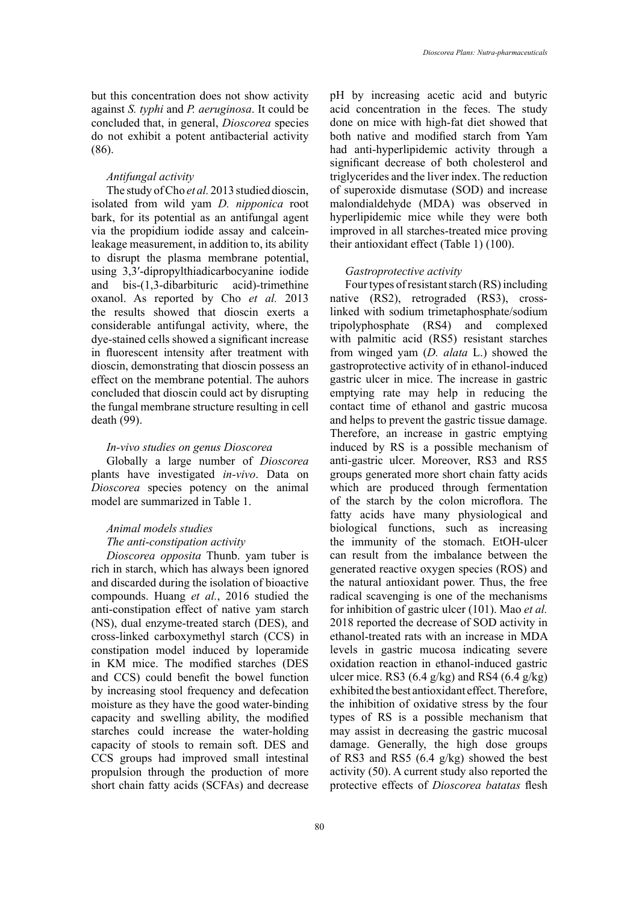but this concentration does not show activity against *S. typhi* and *P. aeruginosa*. It could be concluded that, in general, *Dioscorea* species do not exhibit a potent antibacterial activity (86).

*Antifungal activity*

The study of Cho *et al.* 2013 studied dioscin, isolated from wild yam *D. nipponica* root bark, for its potential as an antifungal agent via the propidium iodide assay and calcein-leakage measurement, in addition to, its ability to disrupt the plasma membrane potential, using 3,3′-dipropylthiadicarbocyanine iodide and bis-(1,3-dibarbituric acid)-trimethine oxanol. As reported by Cho *et al.* 2013 the results showed that dioscin exerts a considerable antifungal activity, where, the dye-stained cells showed a significant increase in fluorescent intensity after treatment with dioscin, demonstrating that dioscin possess an effect on the membrane potential. The auhors concluded that dioscin could act by disrupting the fungal membrane structure resulting in cell death (99).

*In-vivo studies on genus Dioscorea*

Globally a large number of *Dioscorea* plants have investigated *in-vivo*. Data on *Dioscorea* species potency on the animal model are summarized in Table 1.

*Animal models studies*

*The anti-constipation activity*

*Dioscorea opposita* Thunb. yam tuber is rich in starch, which has always been ignored and discarded during the isolation of bioactive compounds. Huang *et al.*, 2016 studied the anti-constipation effect of native yam starch (NS), dual enzyme-treated starch (DES), and cross-linked carboxymethyl starch (CCS) in constipation model induced by loperamide in KM mice. The modified starches (DES and CCS) could benefit the bowel function by increasing stool frequency and defecation moisture as they have the good water-binding capacity and swelling ability, the modified starches could increase the water-holding capacity of stools to remain soft. DES and CCS groups had improved small intestinal propulsion through the production of more short chain fatty acids (SCFAs) and decrease pH by increasing acetic acid and butyric acid concentration in the feces. The study done on mice with high-fat diet showed that both native and modified starch from Yam had anti-hyperlipidemic activity through a significant decrease of both cholesterol and triglycerides and the liver index. The reduction of superoxide dismutase (SOD) and increase malondialdehyde (MDA) was observed in hyperlipidemic mice while they were both improved in all starches-treated mice proving their antioxidant effect (Table 1) (100).

*Gastroprotective activity*

Four types of resistant starch (RS) including native (RS2), retrograded (RS3), cross-linked with sodium trimetaphosphate/sodium tripolyphosphate (RS4) and complexed with palmitic acid (RS5) resistant starches from winged yam (*D. alata* L.) showed the gastroprotective activity of in ethanol-induced gastric ulcer in mice. The increase in gastric emptying rate may help in reducing the contact time of ethanol and gastric mucosa and helps to prevent the gastric tissue damage. Therefore, an increase in gastric emptying induced by RS is a possible mechanism of anti-gastric ulcer. Moreover, RS3 and RS5 groups generated more short chain fatty acids which are produced through fermentation of the starch by the colon microflora. The fatty acids have many physiological and biological functions, such as increasing the immunity of the stomach. EtOH-ulcer can result from the imbalance between the generated reactive oxygen species (ROS) and the natural antioxidant power. Thus, the free radical scavenging is one of the mechanisms for inhibition of gastric ulcer (101). Mao *et al.* 2018 reported the decrease of SOD activity in ethanol-treated rats with an increase in MDA levels in gastric mucosa indicating severe oxidation reaction in ethanol-induced gastric ulcer mice. RS3 (6.4 g/kg) and RS4 (6.4 g/kg) exhibited the best antioxidant effect. Therefore, the inhibition of oxidative stress by the four types of RS is a possible mechanism that may assist in decreasing the gastric mucosal damage. Generally, the high dose groups of RS3 and RS5 (6.4 g/kg) showed the best activity (50). A current study also reported the protective effects of *Dioscorea batatas* flesh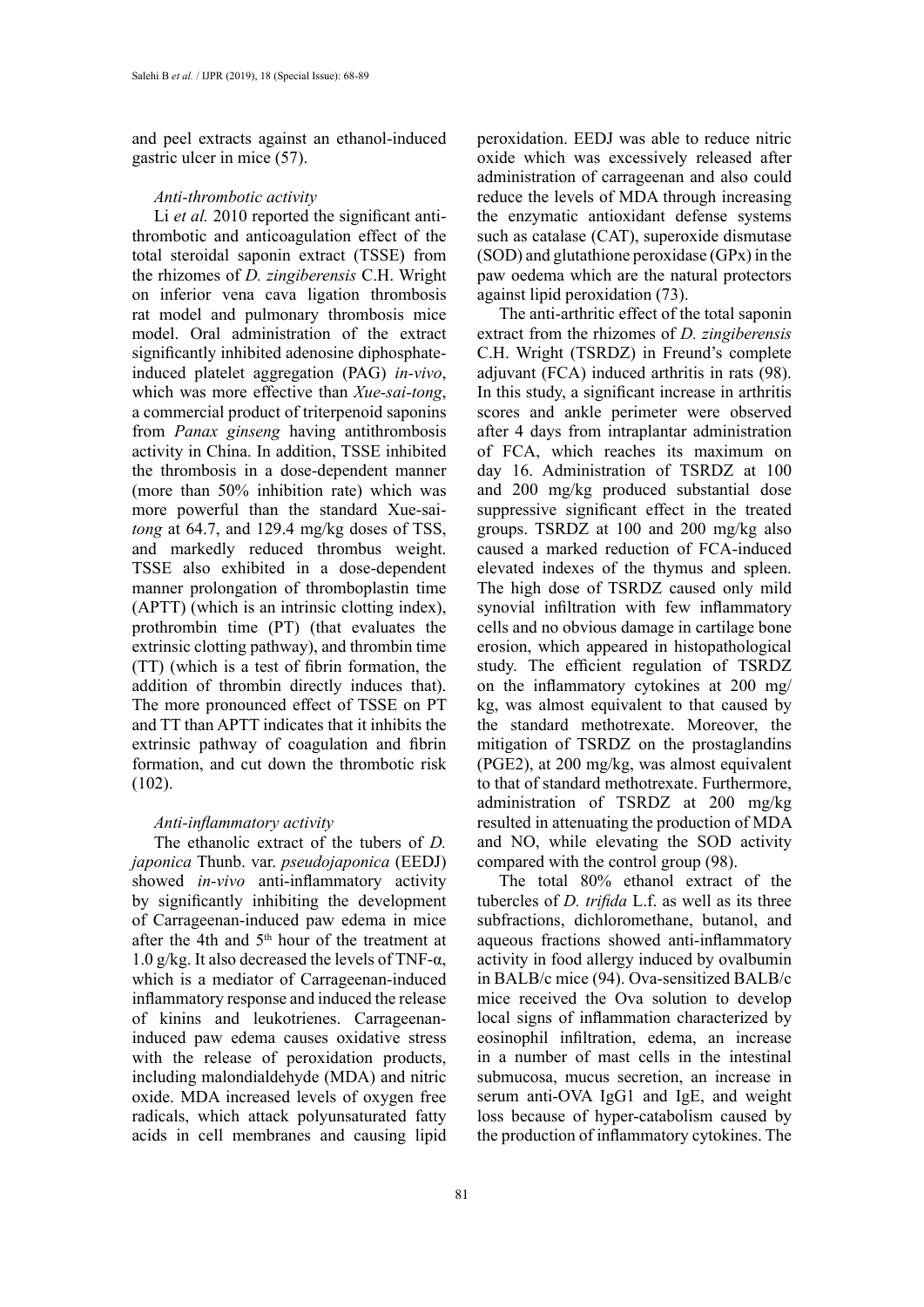and peel extracts against an ethanol-induced gastric ulcer in mice (57).

### *Anti-thrombotic activity*

Li *et al.* 2010 reported the significant anti-thrombotic and anticoagulation effect of the total steroidal saponin extract (TSSE) from the rhizomes of *D. zingiberensis* C.H. Wright on inferior vena cava ligation thrombosis rat model and pulmonary thrombosis mice model. Oral administration of the extract significantly inhibited adenosine diphosphate-induced platelet aggregation (PAG) *in-vivo*, which was more effective than *Xue-sai-tong*, a commercial product of triterpenoid saponins from *Panax ginseng* having antithrombosis activity in China. In addition, TSSE inhibited the thrombosis in a dose-dependent manner (more than 50% inhibition rate) which was more powerful than the standard Xue-sai-*tong* at 64.7, and 129.4 mg/kg doses of TSS, and markedly reduced thrombus weight. TSSE also exhibited in a dose-dependent manner prolongation of thromboplastin time (APTT) (which is an intrinsic clotting index), prothrombin time (PT) (that evaluates the extrinsic clotting pathway), and thrombin time (TT) (which is a test of fibrin formation, the addition of thrombin directly induces that). The more pronounced effect of TSSE on PT and TT than APTT indicates that it inhibits the extrinsic pathway of coagulation and fibrin formation, and cut down the thrombotic risk (102).

### *Anti-inflammatory activity*

The ethanolic extract of the tubers of *D. japonica* Thunb. var. *pseudojaponica* (EEDJ) showed *in-vivo* anti-inflammatory activity by significantly inhibiting the development of Carrageenan-induced paw edema in mice after the 4th and 5th hour of the treatment at 1.0 g/kg. It also decreased the levels of TNF-α, which is a mediator of Carrageenan-induced inflammatory response and induced the release of kinins and leukotrienes. Carrageenan-induced paw edema causes oxidative stress with the release of peroxidation products, including malondialdehyde (MDA) and nitric oxide. MDA increased levels of oxygen free radicals, which attack polyunsaturated fatty acids in cell membranes and causing lipid peroxidation. EEDJ was able to reduce nitric oxide which was excessively released after administration of carrageenan and also could reduce the levels of MDA through increasing the enzymatic antioxidant defense systems such as catalase (CAT), superoxide dismutase (SOD) and glutathione peroxidase (GPx) in the paw oedema which are the natural protectors against lipid peroxidation (73).

The anti-arthritic effect of the total saponin extract from the rhizomes of *D. zingiberensis* C.H. Wright (TSRDZ) in Freund's complete adjuvant (FCA) induced arthritis in rats (98). In this study, a significant increase in arthritis scores and ankle perimeter were observed after 4 days from intraplantar administration of FCA, which reaches its maximum on day 16. Administration of TSRDZ at 100 and 200 mg/kg produced substantial dose suppressive significant effect in the treated groups. TSRDZ at 100 and 200 mg/kg also caused a marked reduction of FCA-induced elevated indexes of the thymus and spleen. The high dose of TSRDZ caused only mild synovial infiltration with few inflammatory cells and no obvious damage in cartilage bone erosion, which appeared in histopathological study. The efficient regulation of TSRDZ on the inflammatory cytokines at 200 mg/kg, was almost equivalent to that caused by the standard methotrexate. Moreover, the mitigation of TSRDZ on the prostaglandins (PGE2), at 200 mg/kg, was almost equivalent to that of standard methotrexate. Furthermore, administration of TSRDZ at 200 mg/kg resulted in attenuating the production of MDA and NO, while elevating the SOD activity compared with the control group (98).

The total 80% ethanol extract of the tubercles of *D. trifida* L.f. as well as its three subfractions, dichloromethane, butanol, and aqueous fractions showed anti-inflammatory activity in food allergy induced by ovalbumin in BALB/c mice (94). Ova-sensitized BALB/c mice received the Ova solution to develop local signs of inflammation characterized by eosinophil infiltration, edema, an increase in a number of mast cells in the intestinal submucosa, mucus secretion, an increase in serum anti-OVA IgG1 and IgE, and weight loss because of hyper-catabolism caused by the production of inflammatory cytokines. The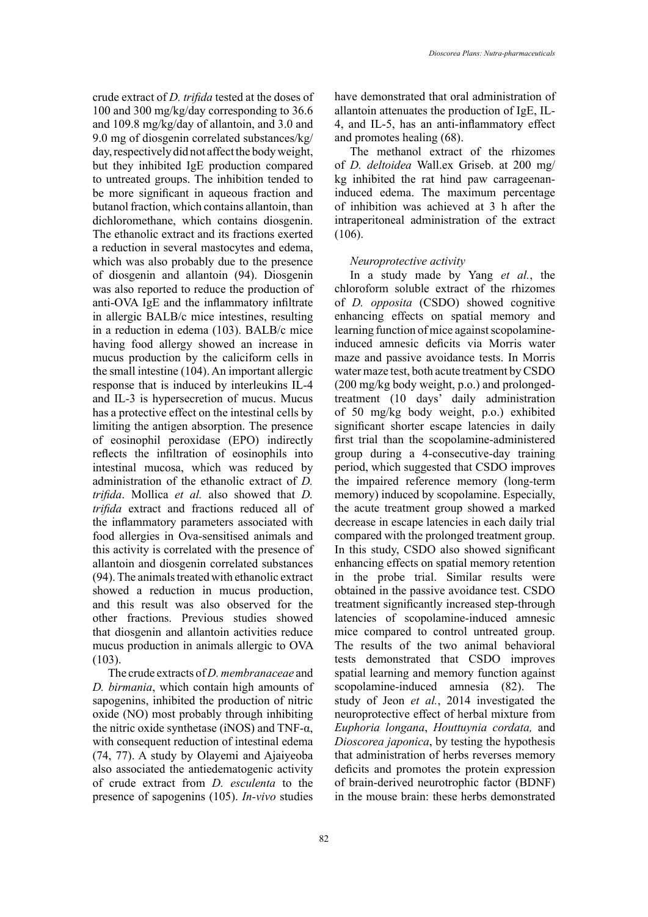crude extract of *D. trifida* tested at the doses of 100 and 300 mg/kg/day corresponding to 36.6 and 109.8 mg/kg/day of allantoin, and 3.0 and 9.0 mg of diosgenin correlated substances/kg/day, respectively did not affect the body weight, but they inhibited IgE production compared to untreated groups. The inhibition tended to be more significant in aqueous fraction and butanol fraction, which contains allantoin, than dichloromethane, which contains diosgenin. The ethanolic extract and its fractions exerted a reduction in several mastocytes and edema, which was also probably due to the presence of diosgenin and allantoin (94). Diosgenin was also reported to reduce the production of anti-OVA IgE and the inflammatory infiltrate in allergic BALB/c mice intestines, resulting in a reduction in edema (103). BALB/c mice having food allergy showed an increase in mucus production by the caliciform cells in the small intestine (104). An important allergic response that is induced by interleukins IL-4 and IL-3 is hypersecretion of mucus. Mucus has a protective effect on the intestinal cells by limiting the antigen absorption. The presence of eosinophil peroxidase (EPO) indirectly reflects the infiltration of eosinophils into intestinal mucosa, which was reduced by administration of the ethanolic extract of *D. trifida*. Mollica *et al.* also showed that *D. trifida* extract and fractions reduced all of the inflammatory parameters associated with food allergies in Ova-sensitised animals and this activity is correlated with the presence of allantoin and diosgenin correlated substances (94). The animals treated with ethanolic extract showed a reduction in mucus production, and this result was also observed for the other fractions. Previous studies showed that diosgenin and allantoin activities reduce mucus production in animals allergic to OVA (103).

The crude extracts of *D. membranaceae* and *D. birmania*, which contain high amounts of sapogenins, inhibited the production of nitric oxide (NO) most probably through inhibiting the nitric oxide synthetase (iNOS) and TNF-α, with consequent reduction of intestinal edema (74, 77). A study by Olayemi and Ajaiyeoba also associated the antiedematogenic activity of crude extract from *D. esculenta* to the presence of sapogenins (105). *In-vivo* studies have demonstrated that oral administration of allantoin attenuates the production of IgE, IL-4, and IL-5, has an anti-inflammatory effect and promotes healing (68).

The methanol extract of the rhizomes of *D. deltoidea* Wall.ex Griseb. at 200 mg/kg inhibited the rat hind paw carrageenan-induced edema. The maximum percentage of inhibition was achieved at 3 h after the intraperitoneal administration of the extract (106).

*Neuroprotective activity*

In a study made by Yang *et al.*, the chloroform soluble extract of the rhizomes of *D. opposita* (CSDO) showed cognitive enhancing effects on spatial memory and learning function of mice against scopolamine-induced amnesic deficits via Morris water maze and passive avoidance tests. In Morris water maze test, both acute treatment by CSDO (200 mg/kg body weight, p.o.) and prolonged-treatment (10 days' daily administration of 50 mg/kg body weight, p.o.) exhibited significant shorter escape latencies in daily first trial than the scopolamine-administered group during a 4-consecutive-day training period, which suggested that CSDO improves the impaired reference memory (long-term memory) induced by scopolamine. Especially, the acute treatment group showed a marked decrease in escape latencies in each daily trial compared with the prolonged treatment group. In this study, CSDO also showed significant enhancing effects on spatial memory retention in the probe trial. Similar results were obtained in the passive avoidance test. CSDO treatment significantly increased step-through latencies of scopolamine-induced amnesic mice compared to control untreated group. The results of the two animal behavioral tests demonstrated that CSDO improves spatial learning and memory function against scopolamine-induced amnesia (82). The study of Jeon *et al.*, 2014 investigated the neuroprotective effect of herbal mixture from *Euphoria longana*, *Houttuynia cordata,* and *Dioscorea japonica*, by testing the hypothesis that administration of herbs reverses memory deficits and promotes the protein expression of brain-derived neurotrophic factor (BDNF) in the mouse brain: these herbs demonstrated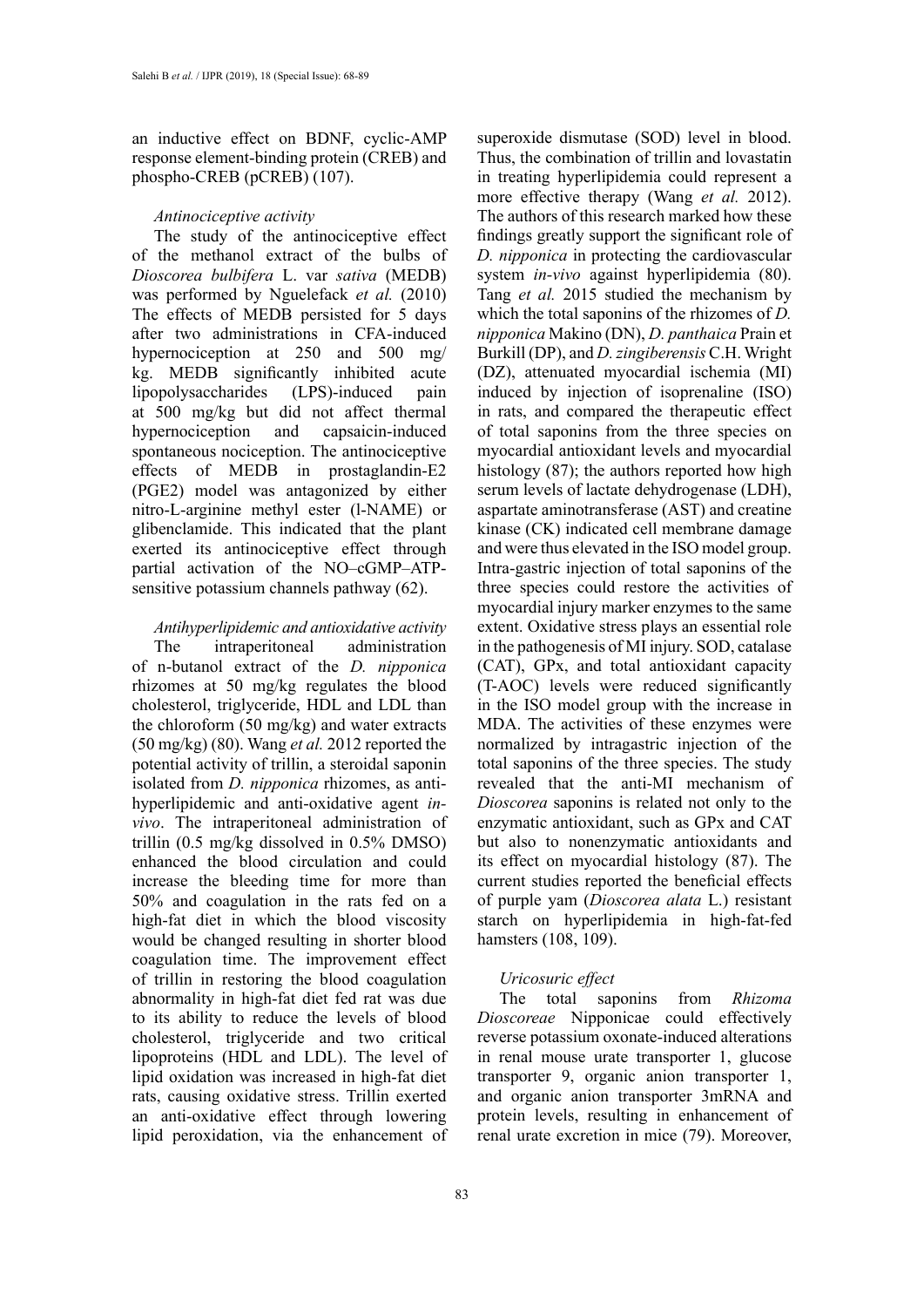an inductive effect on BDNF, cyclic-AMP response element-binding protein (CREB) and phospho-CREB (pCREB) (107).

### *Antinociceptive activity*

The study of the antinociceptive effect of the methanol extract of the bulbs of *Dioscorea bulbifera* L. var *sativa* (MEDB) was performed by Nguelefack *et al.* (2010) The effects of MEDB persisted for 5 days after two administrations in CFA-induced hypernociception at 250 and 500 mg/kg. MEDB significantly inhibited acute lipopolysaccharides (LPS)-induced pain at 500 mg/kg but did not affect thermal hypernociception and capsaicin-induced spontaneous nociception. The antinociceptive effects of MEDB in prostaglandin-E2 (PGE2) model was antagonized by either nitro-L-arginine methyl ester (l-NAME) or glibenclamide. This indicated that the plant exerted its antinociceptive effect through partial activation of the NO–cGMP–ATP-sensitive potassium channels pathway (62).

### *Antihyperlipidemic and antioxidative activity*

The intraperitoneal administration of n-butanol extract of the *D. nipponica* rhizomes at 50 mg/kg regulates the blood cholesterol, triglyceride, HDL and LDL than the chloroform (50 mg/kg) and water extracts (50 mg/kg) (80). Wang *et al.* 2012 reported the potential activity of trillin, a steroidal saponin isolated from *D. nipponica* rhizomes, as anti-hyperlipidemic and anti-oxidative agent *in-vivo*. The intraperitoneal administration of trillin (0.5 mg/kg dissolved in 0.5% DMSO) enhanced the blood circulation and could increase the bleeding time for more than 50% and coagulation in the rats fed on a high-fat diet in which the blood viscosity would be changed resulting in shorter blood coagulation time. The improvement effect of trillin in restoring the blood coagulation abnormality in high-fat diet fed rat was due to its ability to reduce the levels of blood cholesterol, triglyceride and two critical lipoproteins (HDL and LDL). The level of lipid oxidation was increased in high-fat diet rats, causing oxidative stress. Trillin exerted an anti-oxidative effect through lowering lipid peroxidation, via the enhancement of superoxide dismutase (SOD) level in blood. Thus, the combination of trillin and lovastatin in treating hyperlipidemia could represent a more effective therapy (Wang *et al.* 2012). The authors of this research marked how these findings greatly support the significant role of *D. nipponica* in protecting the cardiovascular system *in-vivo* against hyperlipidemia (80). Tang *et al.* 2015 studied the mechanism by which the total saponins of the rhizomes of *D. nipponica* Makino (DN), *D. panthaica* Prain et Burkill (DP), and *D. zingiberensis* C.H. Wright (DZ), attenuated myocardial ischemia (MI) induced by injection of isoprenaline (ISO) in rats, and compared the therapeutic effect of total saponins from the three species on myocardial antioxidant levels and myocardial histology (87); the authors reported how high serum levels of lactate dehydrogenase (LDH), aspartate aminotransferase (AST) and creatine kinase (CK) indicated cell membrane damage and were thus elevated in the ISO model group. Intra-gastric injection of total saponins of the three species could restore the activities of myocardial injury marker enzymes to the same extent. Oxidative stress plays an essential role in the pathogenesis of MI injury. SOD, catalase (CAT), GPx, and total antioxidant capacity (T-AOC) levels were reduced significantly in the ISO model group with the increase in MDA. The activities of these enzymes were normalized by intragastric injection of the total saponins of the three species. The study revealed that the anti-MI mechanism of *Dioscorea* saponins is related not only to the enzymatic antioxidant, such as GPx and CAT but also to nonenzymatic antioxidants and its effect on myocardial histology (87). The current studies reported the beneficial effects of purple yam (*Dioscorea alata* L.) resistant starch on hyperlipidemia in high-fat-fed hamsters (108, 109).

### *Uricosuric effect*

The total saponins from *Rhizoma Dioscoreae* Nipponicae could effectively reverse potassium oxonate-induced alterations in renal mouse urate transporter 1, glucose transporter 9, organic anion transporter 1, and organic anion transporter 3mRNA and protein levels, resulting in enhancement of renal urate excretion in mice (79). Moreover,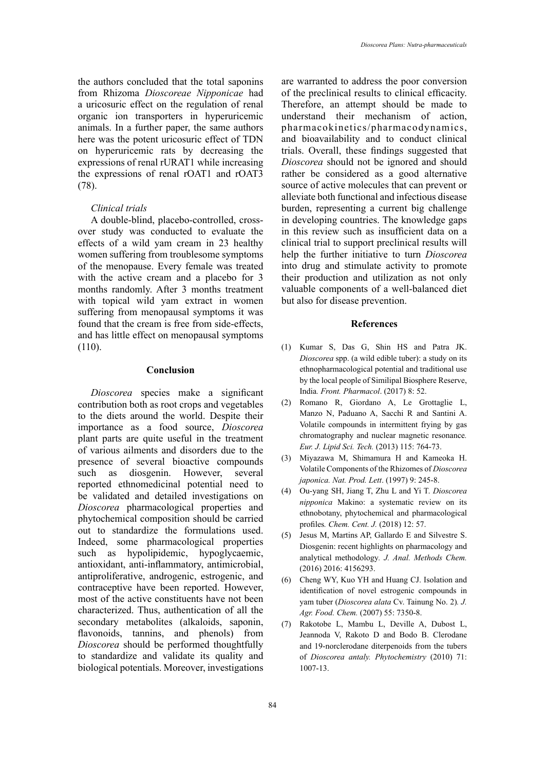the authors concluded that the total saponins from Rhizoma *Dioscoreae Nipponicae* had a uricosuric effect on the regulation of renal organic ion transporters in hyperuricemic animals. In a further paper, the same authors here was the potent uricosuric effect of TDN on hyperuricemic rats by decreasing the expressions of renal rURAT1 while increasing the expressions of renal rOAT1 and rOAT3 (78).

*Clinical trials*

A double-blind, placebo-controlled, cross-over study was conducted to evaluate the effects of a wild yam cream in 23 healthy women suffering from troublesome symptoms of the menopause. Every female was treated with the active cream and a placebo for 3 months randomly. After 3 months treatment with topical wild yam extract in women suffering from menopausal symptoms it was found that the cream is free from side-effects, and has little effect on menopausal symptoms (110).

## Conclusion

*Dioscorea* species make a significant contribution both as root crops and vegetables to the diets around the world. Despite their importance as a food source, *Dioscorea* plant parts are quite useful in the treatment of various ailments and disorders due to the presence of several bioactive compounds such as diosgenin. However, several reported ethnomedicinal potential need to be validated and detailed investigations on *Dioscorea* pharmacological properties and phytochemical composition should be carried out to standardize the formulations used. Indeed, some pharmacological properties such as hypolipidemic, hypoglycaemic, antioxidant, anti-inflammatory, antimicrobial, antiproliferative, androgenic, estrogenic, and contraceptive have been reported. However, most of the active constituents have not been characterized. Thus, authentication of all the secondary metabolites (alkaloids, saponin, flavonoids, tannins, and phenols) from *Dioscorea* should be performed thoughtfully to standardize and validate its quality and biological potentials. Moreover, investigations are warranted to address the poor conversion of the preclinical results to clinical efficacity. Therefore, an attempt should be made to understand their mechanism of action, pharmacokinetics/pharmacodynamics, and bioavailability and to conduct clinical trials. Overall, these findings suggested that *Dioscorea* should not be ignored and should rather be considered as a good alternative source of active molecules that can prevent or alleviate both functional and infectious disease burden, representing a current big challenge in developing countries. The knowledge gaps in this review such as insufficient data on a clinical trial to support preclinical results will help the further initiative to turn *Dioscorea* into drug and stimulate activity to promote their production and utilization as not only valuable components of a well-balanced diet but also for disease prevention.

## References

(1) Kumar S, Das G, Shin HS and Patra JK. *Dioscorea* spp. (a wild edible tuber): a study on its ethnopharmacological potential and traditional use by the local people of Similipal Biosphere Reserve, India. *Front. Pharmacol*. (2017) 8: 52.

(2) Romano R, Giordano A, Le Grottaglie L, Manzo N, Paduano A, Sacchi R and Santini A. Volatile compounds in intermittent frying by gas chromatography and nuclear magnetic resonance. *Eur. J. Lipid Sci. Tech.* (2013) 115: 764-73.

(3) Miyazawa M, Shimamura H and Kameoka H. Volatile Components of the Rhizomes of *Dioscorea japonica. Nat. Prod. Lett*. (1997) 9: 245-8.

(4) Ou-yang SH, Jiang T, Zhu L and Yi T. *Dioscorea nipponica* Makino: a systematic review on its ethnobotany, phytochemical and pharmacological profiles. *Chem. Cent. J.* (2018) 12: 57.

(5) Jesus M, Martins AP, Gallardo E and Silvestre S. Diosgenin: recent highlights on pharmacology and analytical methodology. *J. Anal. Methods Chem.* (2016) 2016: 4156293.

(6) Cheng WY, Kuo YH and Huang CJ. Isolation and identification of novel estrogenic compounds in yam tuber (*Dioscorea alata* Cv. Tainung No. 2). *J. Agr. Food. Chem.* (2007) 55: 7350-8.

(7) Rakotobe L, Mambu L, Deville A, Dubost L, Jeannoda V, Rakoto D and Bodo B. Clerodane and 19-norclerodane diterpenoids from the tubers of *Dioscorea antaly. Phytochemistry* (2010) 71: 1007-13.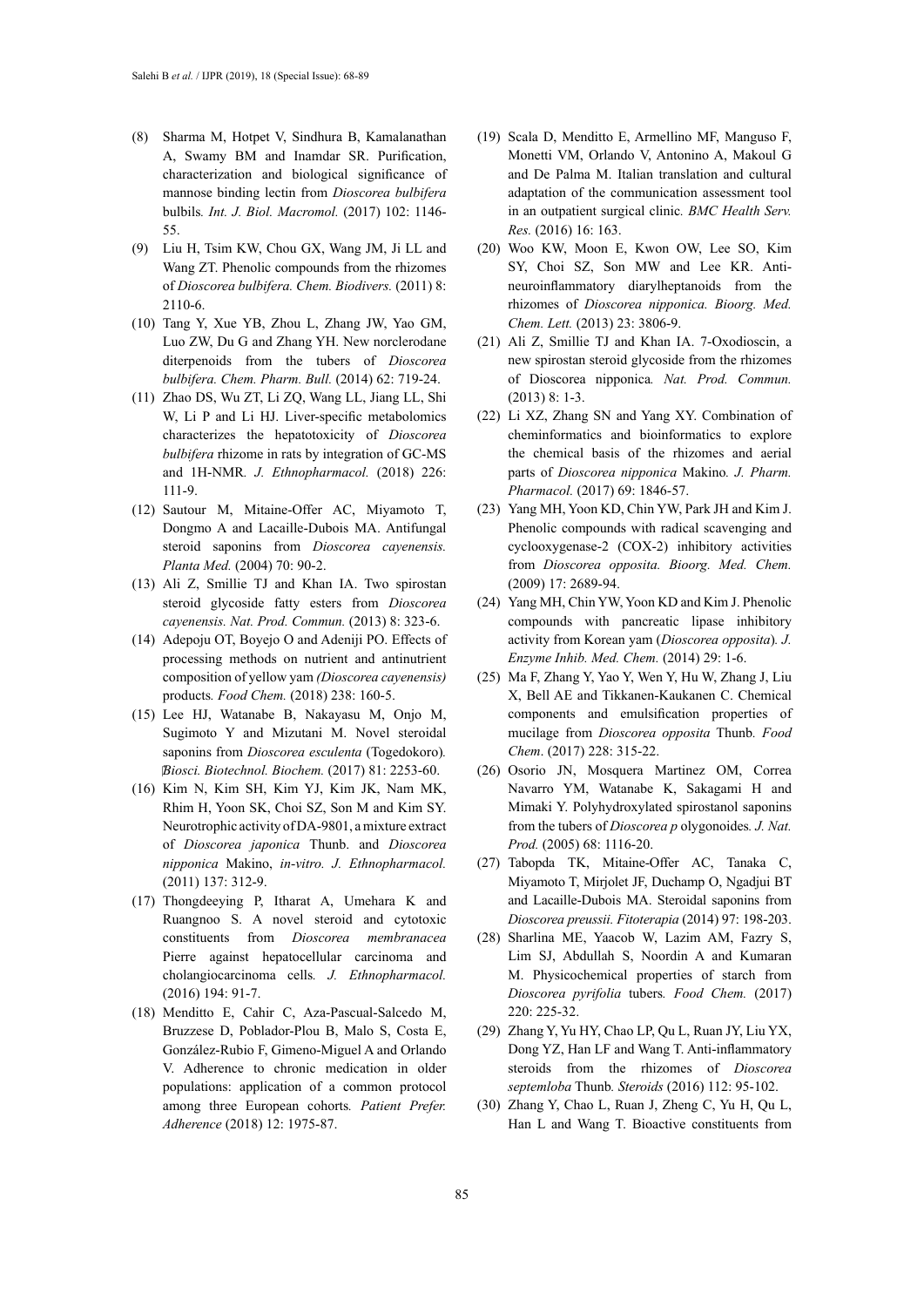(8) Sharma M, Hotpet V, Sindhura B, Kamalanathan A, Swamy BM and Inamdar SR. Purification, characterization and biological significance of mannose binding lectin from *Dioscorea bulbifera* bulbils*. Int. J. Biol. Macromol.* (2017) 102: 1146-55.

(9) Liu H, Tsim KW, Chou GX, Wang JM, Ji LL and Wang ZT. Phenolic compounds from the rhizomes of *Dioscorea bulbifera. Chem. Biodivers.* (2011) 8: 2110-6.

(10) Tang Y, Xue YB, Zhou L, Zhang JW, Yao GM, Luo ZW, Du G and Zhang YH. New norclerodane diterpenoids from the tubers of *Dioscorea bulbifera. Chem. Pharm. Bull.* (2014) 62: 719-24.

(11) Zhao DS, Wu ZT, Li ZQ, Wang LL, Jiang LL, Shi W, Li P and Li HJ. Liver-specific metabolomics characterizes the hepatotoxicity of *Dioscorea bulbifera* rhizome in rats by integration of GC-MS and 1H-NMR*. J. Ethnopharmacol.* (2018) 226: 111-9.

(12) Sautour M, Mitaine-Offer AC, Miyamoto T, Dongmo A and Lacaille-Dubois MA. Antifungal steroid saponins from *Dioscorea cayenensis. Planta Med.* (2004) 70: 90-2.

(13) Ali Z, Smillie TJ and Khan IA. Two spirostan steroid glycoside fatty esters from *Dioscorea cayenensis. Nat. Prod. Commun.* (2013) 8: 323-6.

(14) Adepoju OT, Boyejo O and Adeniji PO. Effects of processing methods on nutrient and antinutrient composition of yellow yam *(Dioscorea cayenensis)* products*. Food Chem.* (2018) 238: 160-5.

(15) Lee HJ, Watanabe B, Nakayasu M, Onjo M, Sugimoto Y and Mizutani M. Novel steroidal saponins from *Dioscorea esculenta* (Togedokoro)*. Biosci. Biotechnol. Biochem.* (2017) 81: 2253-60.

(16) Kim N, Kim SH, Kim YJ, Kim JK, Nam MK, Rhim H, Yoon SK, Choi SZ, Son M and Kim SY. Neurotrophic activity of DA-9801, a mixture extract of *Dioscorea japonica* Thunb. and *Dioscorea nipponica* Makino, *in-vitro. J. Ethnopharmacol.* (2011) 137: 312-9.

(17) Thongdeeying P, Itharat A, Umehara K and Ruangnoo S. A novel steroid and cytotoxic constituents from *Dioscorea membranacea* Pierre against hepatocellular carcinoma and cholangiocarcinoma cells*. J. Ethnopharmacol.* (2016) 194: 91-7.

(18) Menditto E, Cahir C, Aza-Pascual-Salcedo M, Bruzzese D, Poblador-Plou B, Malo S, Costa E, González-Rubio F, Gimeno-Miguel A and Orlando V. Adherence to chronic medication in older populations: application of a common protocol among three European cohorts*. Patient Prefer. Adherence* (2018) 12: 1975-87.

(19) Scala D, Menditto E, Armellino MF, Manguso F, Monetti VM, Orlando V, Antonino A, Makoul G and De Palma M. Italian translation and cultural adaptation of the communication assessment tool in an outpatient surgical clinic*. BMC Health Serv. Res.* (2016) 16: 163.

(20) Woo KW, Moon E, Kwon OW, Lee SO, Kim SY, Choi SZ, Son MW and Lee KR. Anti-neuroinflammatory diarylheptanoids from the rhizomes of *Dioscorea nipponica. Bioorg. Med. Chem. Lett.* (2013) 23: 3806-9.

(21) Ali Z, Smillie TJ and Khan IA. 7-Oxodioscin, a new spirostan steroid glycoside from the rhizomes of Dioscorea nipponica*. Nat. Prod. Commun.* (2013) 8: 1-3.

(22) Li XZ, Zhang SN and Yang XY. Combination of cheminformatics and bioinformatics to explore the chemical basis of the rhizomes and aerial parts of *Dioscorea nipponica* Makino*. J. Pharm. Pharmacol.* (2017) 69: 1846-57.

(23) Yang MH, Yoon KD, Chin YW, Park JH and Kim J. Phenolic compounds with radical scavenging and cyclooxygenase-2 (COX-2) inhibitory activities from *Dioscorea opposita. Bioorg. Med. Chem.* (2009) 17: 2689-94.

(24) Yang MH, Chin YW, Yoon KD and Kim J. Phenolic compounds with pancreatic lipase inhibitory activity from Korean yam (*Dioscorea opposita*)*. J. Enzyme Inhib. Med. Chem.* (2014) 29: 1-6.

(25) Ma F, Zhang Y, Yao Y, Wen Y, Hu W, Zhang J, Liu X, Bell AE and Tikkanen-Kaukanen C. Chemical components and emulsification properties of mucilage from *Dioscorea opposita* Thunb*. Food Chem*. (2017) 228: 315-22.

(26) Osorio JN, Mosquera Martinez OM, Correa Navarro YM, Watanabe K, Sakagami H and Mimaki Y. Polyhydroxylated spirostanol saponins from the tubers of *Dioscorea p* olygonoides*. J. Nat. Prod.* (2005) 68: 1116-20.

(27) Tabopda TK, Mitaine-Offer AC, Tanaka C, Miyamoto T, Mirjolet JF, Duchamp O, Ngadjui BT and Lacaille-Dubois MA. Steroidal saponins from *Dioscorea preussii. Fitoterapia* (2014) 97: 198-203.

(28) Sharlina ME, Yaacob W, Lazim AM, Fazry S, Lim SJ, Abdullah S, Noordin A and Kumaran M. Physicochemical properties of starch from *Dioscorea pyrifolia* tubers*. Food Chem.* (2017) 220: 225-32.

(29) Zhang Y, Yu HY, Chao LP, Qu L, Ruan JY, Liu YX, Dong YZ, Han LF and Wang T. Anti-inflammatory steroids from the rhizomes of *Dioscorea septemloba* Thunb*. Steroids* (2016) 112: 95-102.

(30) Zhang Y, Chao L, Ruan J, Zheng C, Yu H, Qu L, Han L and Wang T. Bioactive constituents from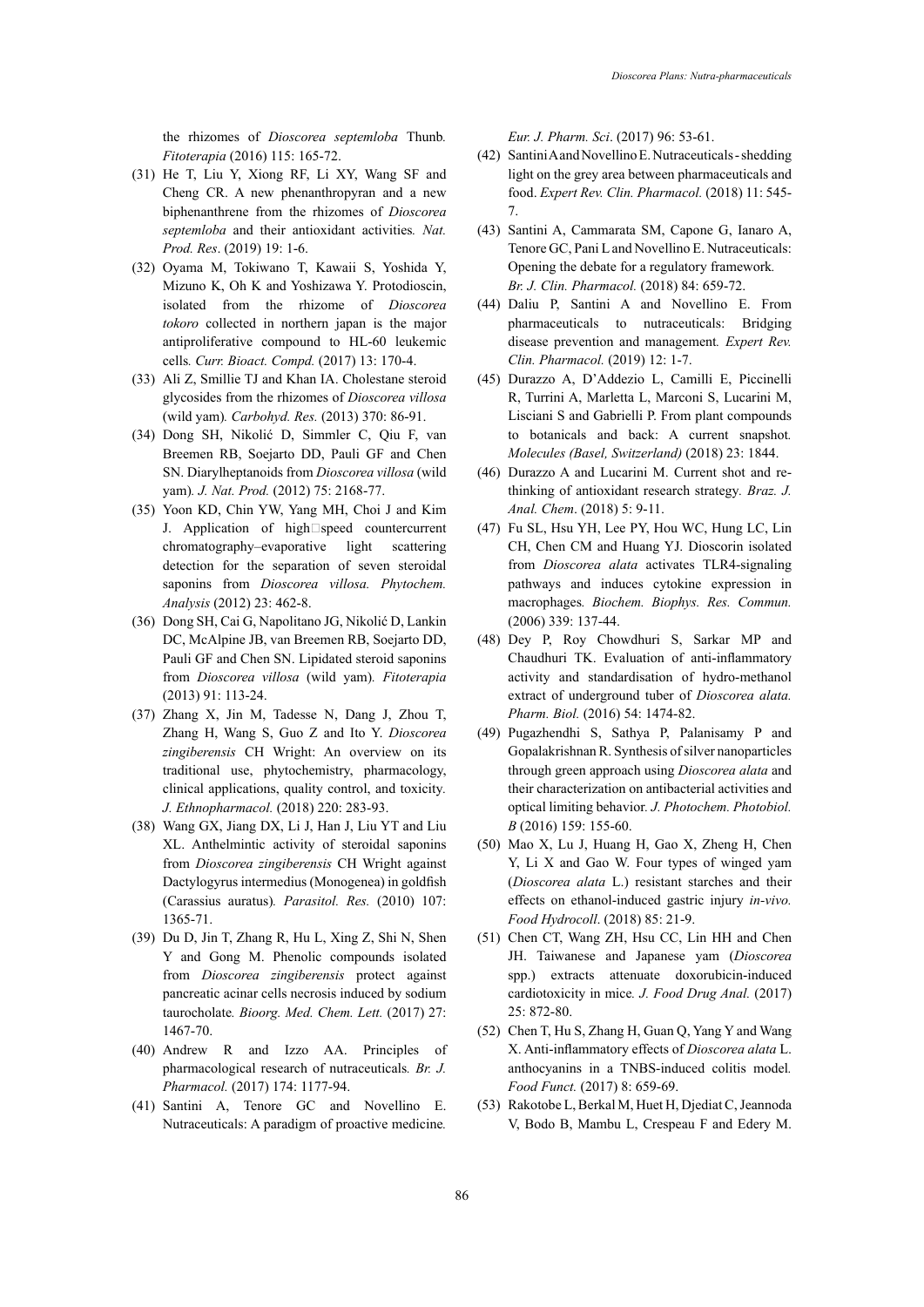the rhizomes of *Dioscorea septemloba* Thunb. *Fitoterapia* (2016) 115: 165-72.

(31) He T, Liu Y, Xiong RF, Li XY, Wang SF and Cheng CR. A new phenanthropyran and a new biphenanthrene from the rhizomes of *Dioscorea septemloba* and their antioxidant activities. *Nat. Prod. Res*. (2019) 19: 1-6.

(32) Oyama M, Tokiwano T, Kawaii S, Yoshida Y, Mizuno K, Oh K and Yoshizawa Y. Protodioscin, isolated from the rhizome of *Dioscorea tokoro* collected in northern japan is the major antiproliferative compound to HL-60 leukemic cells. *Curr. Bioact. Compd.* (2017) 13: 170-4.

(33) Ali Z, Smillie TJ and Khan IA. Cholestane steroid glycosides from the rhizomes of *Dioscorea villosa* (wild yam). *Carbohyd. Res.* (2013) 370: 86-91.

(34) Dong SH, Nikolić D, Simmler C, Qiu F, van Breemen RB, Soejarto DD, Pauli GF and Chen SN. Diarylheptanoids from *Dioscorea villosa* (wild yam). *J. Nat. Prod.* (2012) 75: 2168-77.

(35) Yoon KD, Chin YW, Yang MH, Choi J and Kim J. Application of high□speed countercurrent chromatography–evaporative light scattering detection for the separation of seven steroidal saponins from *Dioscorea villosa. Phytochem. Analysis* (2012) 23: 462-8.

(36) Dong SH, Cai G, Napolitano JG, Nikolić D, Lankin DC, McAlpine JB, van Breemen RB, Soejarto DD, Pauli GF and Chen SN. Lipidated steroid saponins from *Dioscorea villosa* (wild yam). *Fitoterapia* (2013) 91: 113-24.

(37) Zhang X, Jin M, Tadesse N, Dang J, Zhou T, Zhang H, Wang S, Guo Z and Ito Y. *Dioscorea zingiberensis* CH Wright: An overview on its traditional use, phytochemistry, pharmacology, clinical applications, quality control, and toxicity. *J. Ethnopharmacol.* (2018) 220: 283-93.

(38) Wang GX, Jiang DX, Li J, Han J, Liu YT and Liu XL. Anthelmintic activity of steroidal saponins from *Dioscorea zingiberensis* CH Wright against Dactylogyrus intermedius (Monogenea) in goldfish (Carassius auratus). *Parasitol. Res.* (2010) 107: 1365-71.

(39) Du D, Jin T, Zhang R, Hu L, Xing Z, Shi N, Shen Y and Gong M. Phenolic compounds isolated from *Dioscorea zingiberensis* protect against pancreatic acinar cells necrosis induced by sodium taurocholate. *Bioorg. Med. Chem. Lett.* (2017) 27: 1467-70.

(40) Andrew R and Izzo AA. Principles of pharmacological research of nutraceuticals. *Br. J. Pharmacol.* (2017) 174: 1177-94.

(41) Santini A, Tenore GC and Novellino E. Nutraceuticals: A paradigm of proactive medicine. *Eur. J. Pharm. Sci*. (2017) 96: 53-61.

(42) Santini A and Novellino E. Nutraceuticals - shedding light on the grey area between pharmaceuticals and food. *Expert Rev. Clin. Pharmacol.* (2018) 11: 545-7.

(43) Santini A, Cammarata SM, Capone G, Ianaro A, Tenore GC, Pani L and Novellino E. Nutraceuticals: Opening the debate for a regulatory framework. *Br. J. Clin. Pharmacol.* (2018) 84: 659-72.

(44) Daliu P, Santini A and Novellino E. From pharmaceuticals to nutraceuticals: Bridging disease prevention and management. *Expert Rev. Clin. Pharmacol.* (2019) 12: 1-7.

(45) Durazzo A, D'Addezio L, Camilli E, Piccinelli R, Turrini A, Marletta L, Marconi S, Lucarini M, Lisciani S and Gabrielli P. From plant compounds to botanicals and back: A current snapshot. *Molecules (Basel, Switzerland)* (2018) 23: 1844.

(46) Durazzo A and Lucarini M. Current shot and re-thinking of antioxidant research strategy. *Braz. J. Anal. Chem*. (2018) 5: 9-11.

(47) Fu SL, Hsu YH, Lee PY, Hou WC, Hung LC, Lin CH, Chen CM and Huang YJ. Dioscorin isolated from *Dioscorea alata* activates TLR4-signaling pathways and induces cytokine expression in macrophages. *Biochem. Biophys. Res. Commun.* (2006) 339: 137-44.

(48) Dey P, Roy Chowdhuri S, Sarkar MP and Chaudhuri TK. Evaluation of anti-inflammatory activity and standardisation of hydro-methanol extract of underground tuber of *Dioscorea alata. Pharm. Biol.* (2016) 54: 1474-82.

(49) Pugazhendhi S, Sathya P, Palanisamy P and Gopalakrishnan R. Synthesis of silver nanoparticles through green approach using *Dioscorea alata* and their characterization on antibacterial activities and optical limiting behavior. *J. Photochem. Photobiol. B* (2016) 159: 155-60.

(50) Mao X, Lu J, Huang H, Gao X, Zheng H, Chen Y, Li X and Gao W. Four types of winged yam (*Dioscorea alata* L.) resistant starches and their effects on ethanol-induced gastric injury *in-vivo. Food Hydrocoll*. (2018) 85: 21-9.

(51) Chen CT, Wang ZH, Hsu CC, Lin HH and Chen JH. Taiwanese and Japanese yam (*Dioscorea* spp.) extracts attenuate doxorubicin-induced cardiotoxicity in mice. *J. Food Drug Anal.* (2017) 25: 872-80.

(52) Chen T, Hu S, Zhang H, Guan Q, Yang Y and Wang X. Anti-inflammatory effects of *Dioscorea alata* L. anthocyanins in a TNBS-induced colitis model. *Food Funct.* (2017) 8: 659-69.

(53) Rakotobe L, Berkal M, Huet H, Djediat C, Jeannoda V, Bodo B, Mambu L, Crespeau F and Edery M.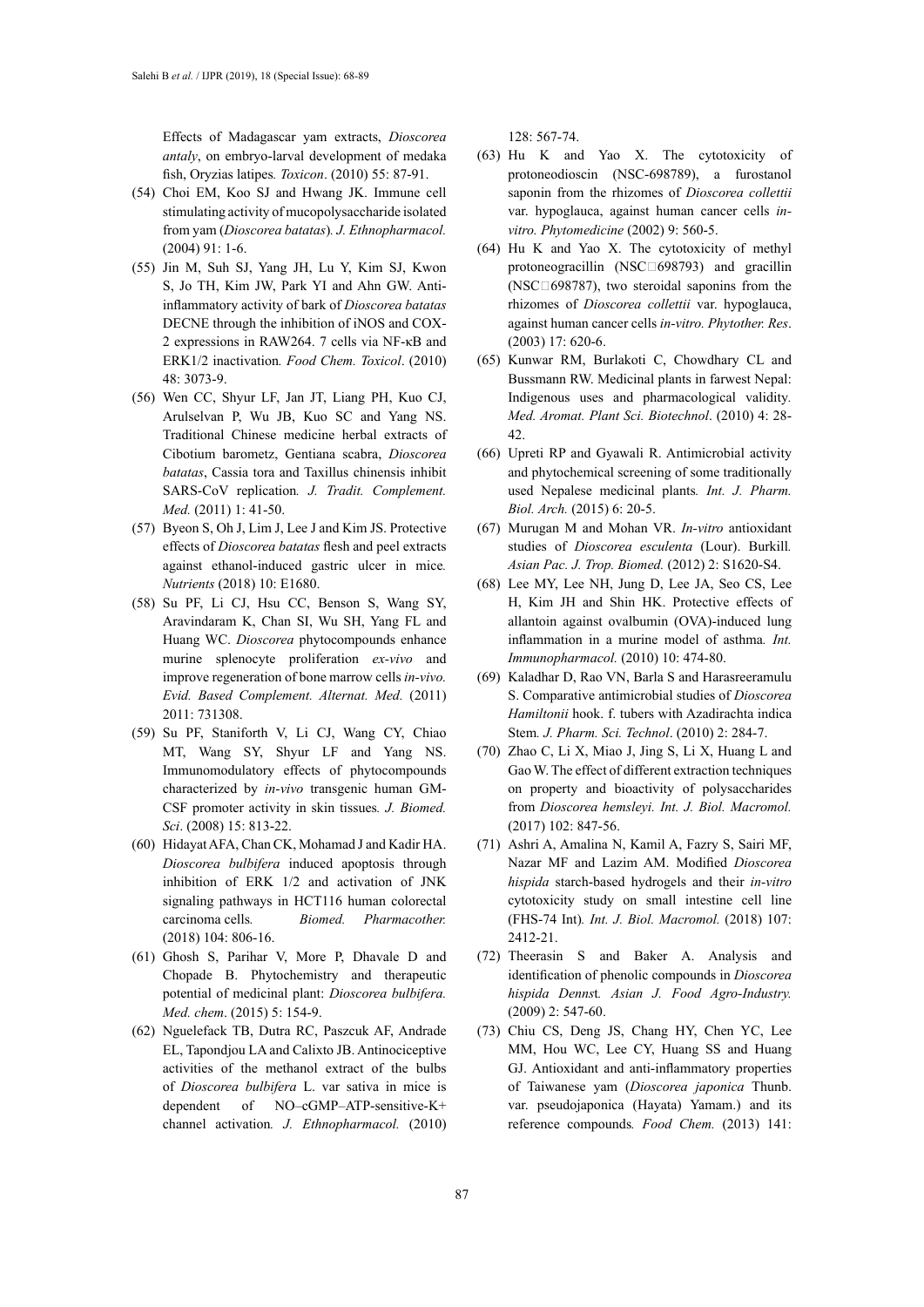Effects of Madagascar yam extracts, *Dioscorea antaly*, on embryo-larval development of medaka fish, Oryzias latipes*. Toxicon*. (2010) 55: 87-91.

(54) Choi EM, Koo SJ and Hwang JK. Immune cell stimulating activity of mucopolysaccharide isolated from yam (*Dioscorea batatas*)*. J. Ethnopharmacol.* (2004) 91: 1-6.

(55) Jin M, Suh SJ, Yang JH, Lu Y, Kim SJ, Kwon S, Jo TH, Kim JW, Park YI and Ahn GW. Anti-inflammatory activity of bark of *Dioscorea batatas* DECNE through the inhibition of iNOS and COX-2 expressions in RAW264. 7 cells via NF-κB and ERK1/2 inactivation*. Food Chem. Toxicol*. (2010) 48: 3073-9.

(56) Wen CC, Shyur LF, Jan JT, Liang PH, Kuo CJ, Arulselvan P, Wu JB, Kuo SC and Yang NS. Traditional Chinese medicine herbal extracts of Cibotium barometz, Gentiana scabra, *Dioscorea batatas*, Cassia tora and Taxillus chinensis inhibit SARS-CoV replication*. J. Tradit. Complement. Med.* (2011) 1: 41-50.

(57) Byeon S, Oh J, Lim J, Lee J and Kim JS. Protective effects of *Dioscorea batatas* flesh and peel extracts against ethanol-induced gastric ulcer in mice*. Nutrients* (2018) 10: E1680.

(58) Su PF, Li CJ, Hsu CC, Benson S, Wang SY, Aravindaram K, Chan SI, Wu SH, Yang FL and Huang WC. *Dioscorea* phytocompounds enhance murine splenocyte proliferation *ex-vivo* and improve regeneration of bone marrow cells *in-vivo. Evid. Based Complement. Alternat. Med.* (2011) 2011: 731308.

(59) Su PF, Staniforth V, Li CJ, Wang CY, Chiao MT, Wang SY, Shyur LF and Yang NS. Immunomodulatory effects of phytocompounds characterized by *in-vivo* transgenic human GM-CSF promoter activity in skin tissues*. J. Biomed. Sci*. (2008) 15: 813-22.

(60) Hidayat AFA, Chan CK, Mohamad J and Kadir HA. *Dioscorea bulbifera* induced apoptosis through inhibition of ERK 1/2 and activation of JNK signaling pathways in HCT116 human colorectal carcinoma cells*. Biomed. Pharmacother.* (2018) 104: 806-16.

(61) Ghosh S, Parihar V, More P, Dhavale D and Chopade B. Phytochemistry and therapeutic potential of medicinal plant: *Dioscorea bulbifera. Med. chem*. (2015) 5: 154-9.

(62) Nguelefack TB, Dutra RC, Paszcuk AF, Andrade EL, Tapondjou LA and Calixto JB. Antinociceptive activities of the methanol extract of the bulbs of *Dioscorea bulbifera* L. var sativa in mice is dependent of NO–cGMP–ATP-sensitive-K+ channel activation*. J. Ethnopharmacol.* (2010) 128: 567-74.

(63) Hu K and Yao X. The cytotoxicity of protoneodioscin (NSC-698789), a furostanol saponin from the rhizomes of *Dioscorea collettii* var. hypoglauca, against human cancer cells *in-vitro. Phytomedicine* (2002) 9: 560-5.

(64) Hu K and Yao X. The cytotoxicity of methyl protoneogracillin (NSC□698793) and gracillin (NSC□698787), two steroidal saponins from the rhizomes of *Dioscorea collettii* var. hypoglauca, against human cancer cells *in-vitro. Phytother. Res*. (2003) 17: 620-6.

(65) Kunwar RM, Burlakoti C, Chowdhary CL and Bussmann RW. Medicinal plants in farwest Nepal: Indigenous uses and pharmacological validity*. Med. Aromat. Plant Sci. Biotechnol*. (2010) 4: 28-42.

(66) Upreti RP and Gyawali R. Antimicrobial activity and phytochemical screening of some traditionally used Nepalese medicinal plants*. Int. J. Pharm. Biol. Arch.* (2015) 6: 20-5.

(67) Murugan M and Mohan VR. *In-vitro* antioxidant studies of *Dioscorea esculenta* (Lour). Burkill*. Asian Pac. J. Trop. Biomed.* (2012) 2: S1620-S4.

(68) Lee MY, Lee NH, Jung D, Lee JA, Seo CS, Lee H, Kim JH and Shin HK. Protective effects of allantoin against ovalbumin (OVA)-induced lung inflammation in a murine model of asthma*. Int. Immunopharmacol.* (2010) 10: 474-80.

(69) Kaladhar D, Rao VN, Barla S and Harasreeramulu S. Comparative antimicrobial studies of *Dioscorea Hamiltonii* hook. f. tubers with Azadirachta indica Stem*. J. Pharm. Sci. Technol*. (2010) 2: 284-7.

(70) Zhao C, Li X, Miao J, Jing S, Li X, Huang L and Gao W. The effect of different extraction techniques on property and bioactivity of polysaccharides from *Dioscorea hemsleyi. Int. J. Biol. Macromol.* (2017) 102: 847-56.

(71) Ashri A, Amalina N, Kamil A, Fazry S, Sairi MF, Nazar MF and Lazim AM. Modified *Dioscorea hispida* starch-based hydrogels and their *in-vitro* cytotoxicity study on small intestine cell line (FHS-74 Int)*. Int. J. Biol. Macromol.* (2018) 107: 2412-21.

(72) Theerasin S and Baker A. Analysis and identification of phenolic compounds in *Dioscorea hispida Denns*t*. Asian J. Food Agro-Industry.* (2009) 2: 547-60.

(73) Chiu CS, Deng JS, Chang HY, Chen YC, Lee MM, Hou WC, Lee CY, Huang SS and Huang GJ. Antioxidant and anti-inflammatory properties of Taiwanese yam (*Dioscorea japonica* Thunb. var. pseudojaponica (Hayata) Yamam.) and its reference compounds*. Food Chem.* (2013) 141: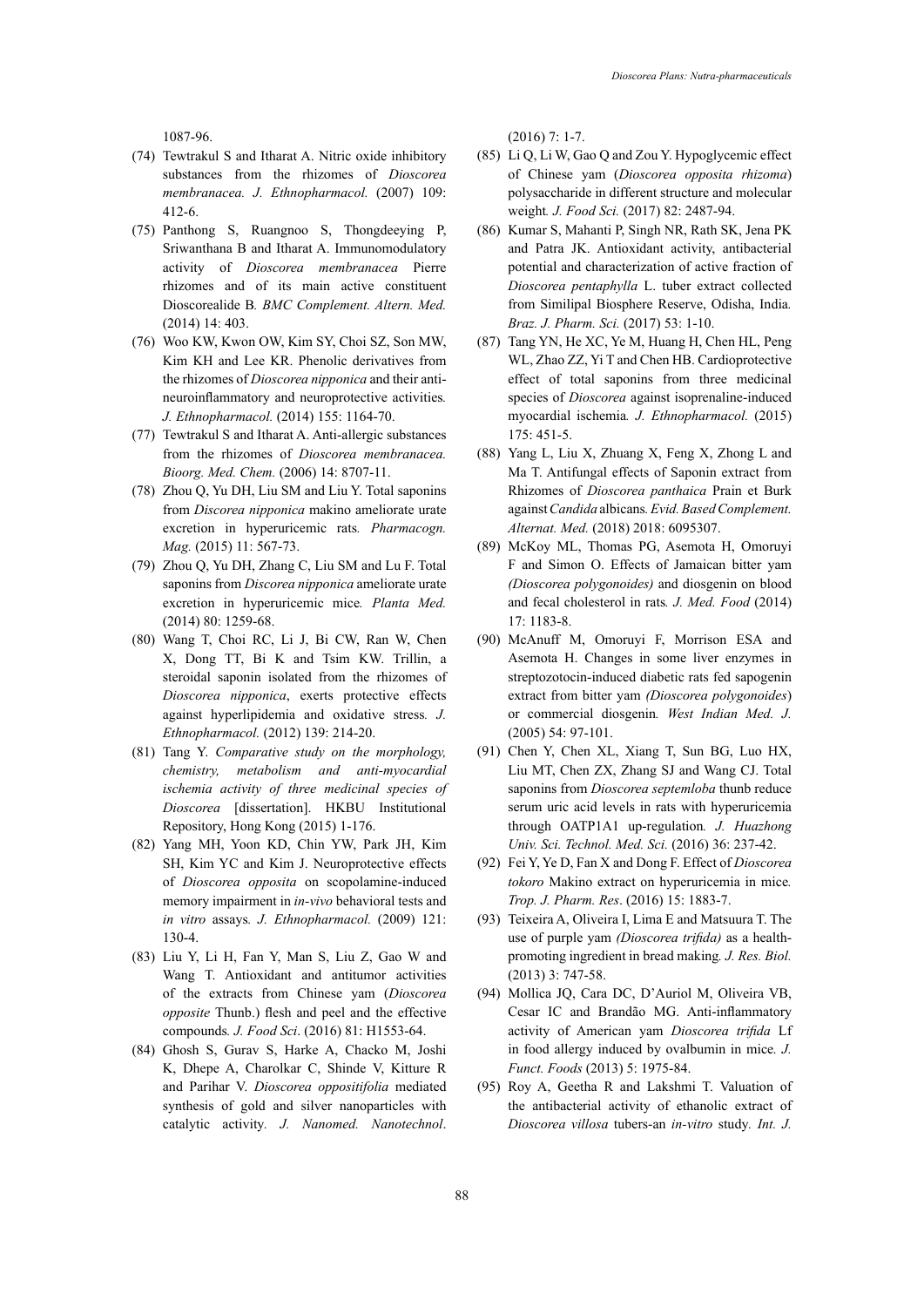1087-96.

(74) Tewtrakul S and Itharat A. Nitric oxide inhibitory substances from the rhizomes of *Dioscorea membranacea. J. Ethnopharmacol.* (2007) 109: 412-6.

(75) Panthong S, Ruangnoo S, Thongdeeying P, Sriwanthana B and Itharat A. Immunomodulatory activity of *Dioscorea membranacea* Pierre rhizomes and of its main active constituent Dioscorealide B*. BMC Complement. Altern. Med.* (2014) 14: 403.

(76) Woo KW, Kwon OW, Kim SY, Choi SZ, Son MW, Kim KH and Lee KR. Phenolic derivatives from the rhizomes of *Dioscorea nipponica* and their anti-neuroinflammatory and neuroprotective activities*. J. Ethnopharmacol.* (2014) 155: 1164-70.

(77) Tewtrakul S and Itharat A. Anti-allergic substances from the rhizomes of *Dioscorea membranacea. Bioorg. Med. Chem.* (2006) 14: 8707-11.

(78) Zhou Q, Yu DH, Liu SM and Liu Y. Total saponins from *Discorea nipponica* makino ameliorate urate excretion in hyperuricemic rats*. Pharmacogn. Mag.* (2015) 11: 567-73.

(79) Zhou Q, Yu DH, Zhang C, Liu SM and Lu F. Total saponins from *Discorea nipponica* ameliorate urate excretion in hyperuricemic mice*. Planta Med.* (2014) 80: 1259-68.

(80) Wang T, Choi RC, Li J, Bi CW, Ran W, Chen X, Dong TT, Bi K and Tsim KW. Trillin, a steroidal saponin isolated from the rhizomes of *Dioscorea nipponica*, exerts protective effects against hyperlipidemia and oxidative stress*. J. Ethnopharmacol.* (2012) 139: 214-20.

(81) Tang Y. *Comparative study on the morphology, chemistry, metabolism and anti-myocardial ischemia activity of three medicinal species of Dioscorea* [dissertation]. HKBU Institutional Repository, Hong Kong (2015) 1-176.

(82) Yang MH, Yoon KD, Chin YW, Park JH, Kim SH, Kim YC and Kim J. Neuroprotective effects of *Dioscorea opposita* on scopolamine-induced memory impairment in *in-vivo* behavioral tests and *in vitro* assays*. J. Ethnopharmacol.* (2009) 121: 130-4.

(83) Liu Y, Li H, Fan Y, Man S, Liu Z, Gao W and Wang T. Antioxidant and antitumor activities of the extracts from Chinese yam (*Dioscorea opposite* Thunb.) flesh and peel and the effective compounds*. J. Food Sci*. (2016) 81: H1553-64.

(84) Ghosh S, Gurav S, Harke A, Chacko M, Joshi K, Dhepe A, Charolkar C, Shinde V, Kitture R and Parihar V. *Dioscorea oppositifolia* mediated synthesis of gold and silver nanoparticles with catalytic activity*. J. Nanomed. Nanotechnol*. (2016) 7: 1-7.

(85) Li Q, Li W, Gao Q and Zou Y. Hypoglycemic effect of Chinese yam (*Dioscorea opposita rhizoma*) polysaccharide in different structure and molecular weight*. J. Food Sci.* (2017) 82: 2487-94.

(86) Kumar S, Mahanti P, Singh NR, Rath SK, Jena PK and Patra JK. Antioxidant activity, antibacterial potential and characterization of active fraction of *Dioscorea pentaphylla* L. tuber extract collected from Similipal Biosphere Reserve, Odisha, India*. Braz. J. Pharm. Sci.* (2017) 53: 1-10.

(87) Tang YN, He XC, Ye M, Huang H, Chen HL, Peng WL, Zhao ZZ, Yi T and Chen HB. Cardioprotective effect of total saponins from three medicinal species of *Dioscorea* against isoprenaline-induced myocardial ischemia*. J. Ethnopharmacol.* (2015) 175: 451-5.

(88) Yang L, Liu X, Zhuang X, Feng X, Zhong L and Ma T. Antifungal effects of Saponin extract from Rhizomes of *Dioscorea panthaica* Prain et Burk against *Candida* albicans*. Evid. Based Complement. Alternat. Med.* (2018) 2018: 6095307.

(89) McKoy ML, Thomas PG, Asemota H, Omoruyi F and Simon O. Effects of Jamaican bitter yam *(Dioscorea polygonoides)* and diosgenin on blood and fecal cholesterol in rats*. J. Med. Food* (2014) 17: 1183-8.

(90) McAnuff M, Omoruyi F, Morrison ESA and Asemota H. Changes in some liver enzymes in streptozotocin-induced diabetic rats fed sapogenin extract from bitter yam *(Dioscorea polygonoides*) or commercial diosgenin*. West Indian Med. J.* (2005) 54: 97-101.

(91) Chen Y, Chen XL, Xiang T, Sun BG, Luo HX, Liu MT, Chen ZX, Zhang SJ and Wang CJ. Total saponins from *Dioscorea septemloba* thunb reduce serum uric acid levels in rats with hyperuricemia through OATP1A1 up-regulation*. J. Huazhong Univ. Sci. Technol. Med. Sci.* (2016) 36: 237-42.

(92) Fei Y, Ye D, Fan X and Dong F. Effect of *Dioscorea tokoro* Makino extract on hyperuricemia in mice*. Trop. J. Pharm. Res*. (2016) 15: 1883-7.

(93) Teixeira A, Oliveira I, Lima E and Matsuura T. The use of purple yam *(Dioscorea trifida)* as a health-promoting ingredient in bread making*. J. Res. Biol.* (2013) 3: 747-58.

(94) Mollica JQ, Cara DC, D'Auriol M, Oliveira VB, Cesar IC and Brandão MG. Anti-inflammatory activity of American yam *Dioscorea trifida* Lf in food allergy induced by ovalbumin in mice*. J. Funct. Foods* (2013) 5: 1975-84.

(95) Roy A, Geetha R and Lakshmi T. Valuation of the antibacterial activity of ethanolic extract of *Dioscorea villosa* tubers-an *in-vitro* study*. Int. J.*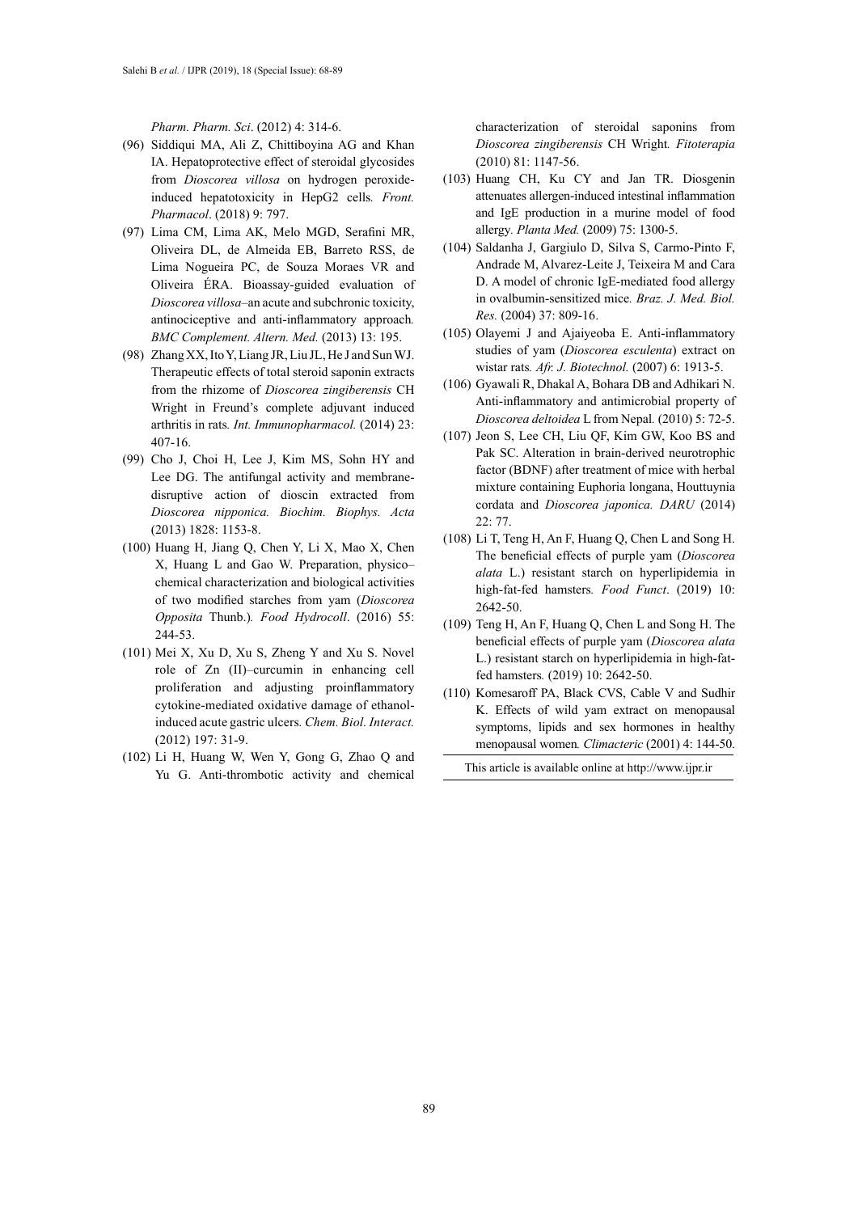*Pharm. Pharm. Sci*. (2012) 4: 314-6.

(96) Siddiqui MA, Ali Z, Chittiboyina AG and Khan IA. Hepatoprotective effect of steroidal glycosides from *Dioscorea villosa* on hydrogen peroxide-induced hepatotoxicity in HepG2 cells. *Front. Pharmacol*. (2018) 9: 797.

(97) Lima CM, Lima AK, Melo MGD, Serafini MR, Oliveira DL, de Almeida EB, Barreto RSS, de Lima Nogueira PC, de Souza Moraes VR and Oliveira ÉRA. Bioassay-guided evaluation of *Dioscorea villosa*–an acute and subchronic toxicity, antinociceptive and anti-inflammatory approach. *BMC Complement. Altern. Med.* (2013) 13: 195.

(98) Zhang XX, Ito Y, Liang JR, Liu JL, He J and Sun WJ. Therapeutic effects of total steroid saponin extracts from the rhizome of *Dioscorea zingiberensis* CH Wright in Freund's complete adjuvant induced arthritis in rats. *Int. Immunopharmacol.* (2014) 23: 407-16.

(99) Cho J, Choi H, Lee J, Kim MS, Sohn HY and Lee DG. The antifungal activity and membrane-disruptive action of dioscin extracted from *Dioscorea nipponica. Biochim. Biophys. Acta* (2013) 1828: 1153-8.

(100) Huang H, Jiang Q, Chen Y, Li X, Mao X, Chen X, Huang L and Gao W. Preparation, physico–chemical characterization and biological activities of two modified starches from yam (*Dioscorea Opposita* Thunb.). *Food Hydrocoll*. (2016) 55: 244-53.

(101) Mei X, Xu D, Xu S, Zheng Y and Xu S. Novel role of Zn (II)–curcumin in enhancing cell proliferation and adjusting proinflammatory cytokine-mediated oxidative damage of ethanol-induced acute gastric ulcers. *Chem. Biol. Interact.* (2012) 197: 31-9.

(102) Li H, Huang W, Wen Y, Gong G, Zhao Q and Yu G. Anti-thrombotic activity and chemical characterization of steroidal saponins from *Dioscorea zingiberensis* CH Wright. *Fitoterapia* (2010) 81: 1147-56.

(103) Huang CH, Ku CY and Jan TR. Diosgenin attenuates allergen-induced intestinal inflammation and IgE production in a murine model of food allergy. *Planta Med.* (2009) 75: 1300-5.

(104) Saldanha J, Gargiulo D, Silva S, Carmo-Pinto F, Andrade M, Alvarez-Leite J, Teixeira M and Cara D. A model of chronic IgE-mediated food allergy in ovalbumin-sensitized mice. *Braz. J. Med. Biol. Res.* (2004) 37: 809-16.

(105) Olayemi J and Ajaiyeoba E. Anti-inflammatory studies of yam (*Dioscorea esculenta*) extract on wistar rats. *Afr. J. Biotechnol.* (2007) 6: 1913-5.

(106) Gyawali R, Dhakal A, Bohara DB and Adhikari N. Anti-inflammatory and antimicrobial property of *Dioscorea deltoidea* L from Nepal. (2010) 5: 72-5.

(107) Jeon S, Lee CH, Liu QF, Kim GW, Koo BS and Pak SC. Alteration in brain-derived neurotrophic factor (BDNF) after treatment of mice with herbal mixture containing Euphoria longana, Houttuynia cordata and *Dioscorea japonica. DARU* (2014) 22: 77.

(108) Li T, Teng H, An F, Huang Q, Chen L and Song H. The beneficial effects of purple yam (*Dioscorea alata* L.) resistant starch on hyperlipidemia in high-fat-fed hamsters. *Food Funct*. (2019) 10: 2642-50.

(109) Teng H, An F, Huang Q, Chen L and Song H. The beneficial effects of purple yam (*Dioscorea alata* L.) resistant starch on hyperlipidemia in high-fat-fed hamsters. (2019) 10: 2642-50.

(110) Komesaroff PA, Black CVS, Cable V and Sudhir K. Effects of wild yam extract on menopausal symptoms, lipids and sex hormones in healthy menopausal women. *Climacteric* (2001) 4: 144-50.

This article is available online at http://www.ijpr.ir